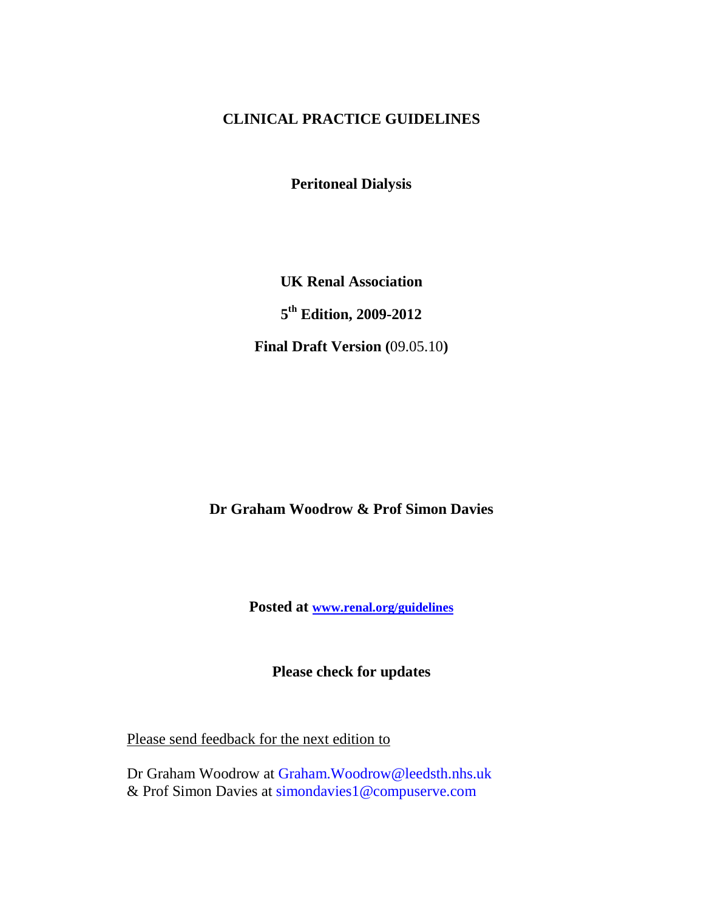# CLINICAL PRACTICE GUIDELINES

## Peritoneal Dialysis

**UK Renal Association**

**5th Edition, 2009-2012**

**Final Draft Version (**09.05.10**)**

**Dr Graham Woodrow & Prof Simon Davies**

**Posted at [www.renal.org/guidelines](http://www.renal.org/guidelines)**

**Please check for updates**

Please send feedback for the next edition to

Dr Graham Woodrow at Graham.Woodrow@leedsth.nhs.uk
& Prof Simon Davies at simondavies1@compuserve.com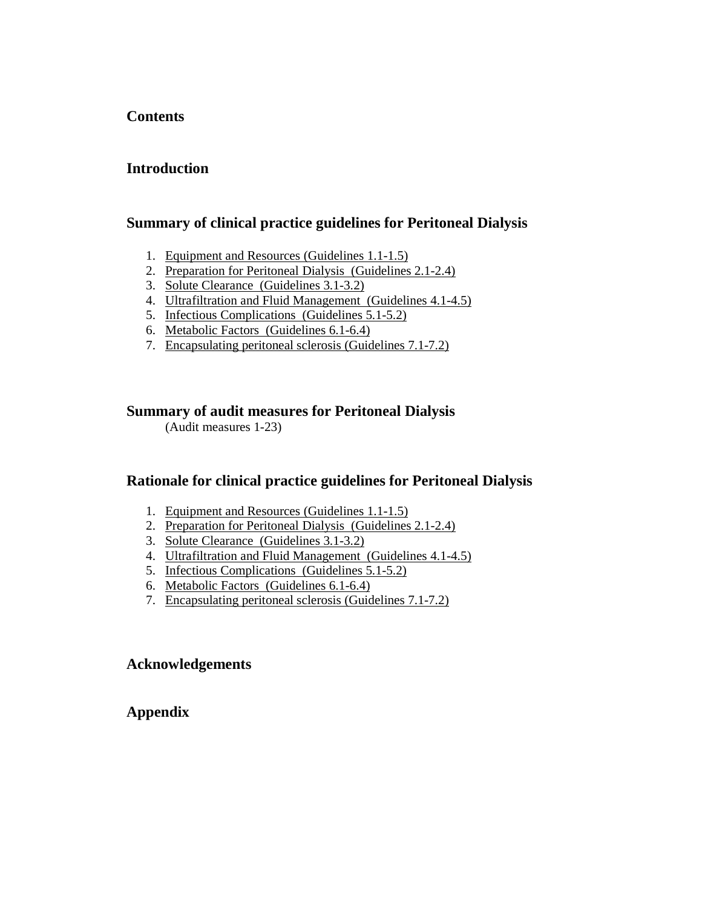## Contents

## Introduction

## Summary of clinical practice guidelines for Peritoneal Dialysis

1. Equipment and Resources (Guidelines 1.1-1.5)
2. Preparation for Peritoneal Dialysis (Guidelines 2.1-2.4)
3. Solute Clearance (Guidelines 3.1-3.2)
4. Ultrafiltration and Fluid Management (Guidelines 4.1-4.5)
5. Infectious Complications (Guidelines 5.1-5.2)
6. Metabolic Factors (Guidelines 6.1-6.4)
7. Encapsulating peritoneal sclerosis (Guidelines 7.1-7.2)

## Summary of audit measures for Peritoneal Dialysis

(Audit measures 1-23)

## Rationale for clinical practice guidelines for Peritoneal Dialysis

1. Equipment and Resources (Guidelines 1.1-1.5)
2. Preparation for Peritoneal Dialysis (Guidelines 2.1-2.4)
3. Solute Clearance (Guidelines 3.1-3.2)
4. Ultrafiltration and Fluid Management (Guidelines 4.1-4.5)
5. Infectious Complications (Guidelines 5.1-5.2)
6. Metabolic Factors (Guidelines 6.1-6.4)
7. Encapsulating peritoneal sclerosis (Guidelines 7.1-7.2)

## Acknowledgements

## Appendix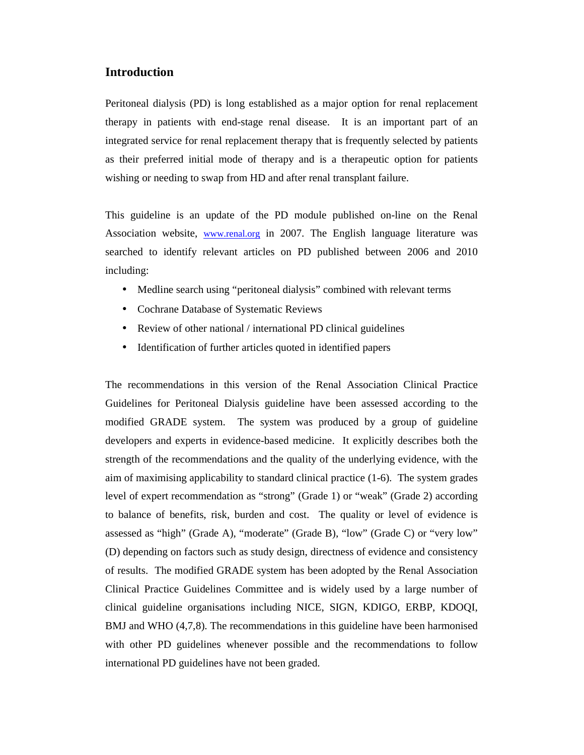## Introduction

Peritoneal dialysis (PD) is long established as a major option for renal replacement therapy in patients with end-stage renal disease. It is an important part of an integrated service for renal replacement therapy that is frequently selected by patients as their preferred initial mode of therapy and is a therapeutic option for patients wishing or needing to swap from HD and after renal transplant failure.

This guideline is an update of the PD module published on-line on the Renal Association website, www.renal.org in 2007. The English language literature was searched to identify relevant articles on PD published between 2006 and 2010 including:

- Medline search using "peritoneal dialysis" combined with relevant terms
- Cochrane Database of Systematic Reviews
- Review of other national / international PD clinical guidelines
- Identification of further articles quoted in identified papers

The recommendations in this version of the Renal Association Clinical Practice Guidelines for Peritoneal Dialysis guideline have been assessed according to the modified GRADE system. The system was produced by a group of guideline developers and experts in evidence-based medicine. It explicitly describes both the strength of the recommendations and the quality of the underlying evidence, with the aim of maximising applicability to standard clinical practice (1-6). The system grades level of expert recommendation as "strong" (Grade 1) or "weak" (Grade 2) according to balance of benefits, risk, burden and cost. The quality or level of evidence is assessed as "high" (Grade A), "moderate" (Grade B), "low" (Grade C) or "very low" (D) depending on factors such as study design, directness of evidence and consistency of results. The modified GRADE system has been adopted by the Renal Association Clinical Practice Guidelines Committee and is widely used by a large number of clinical guideline organisations including NICE, SIGN, KDIGO, ERBP, KDOQI, BMJ and WHO (4,7,8). The recommendations in this guideline have been harmonised with other PD guidelines whenever possible and the recommendations to follow international PD guidelines have not been graded.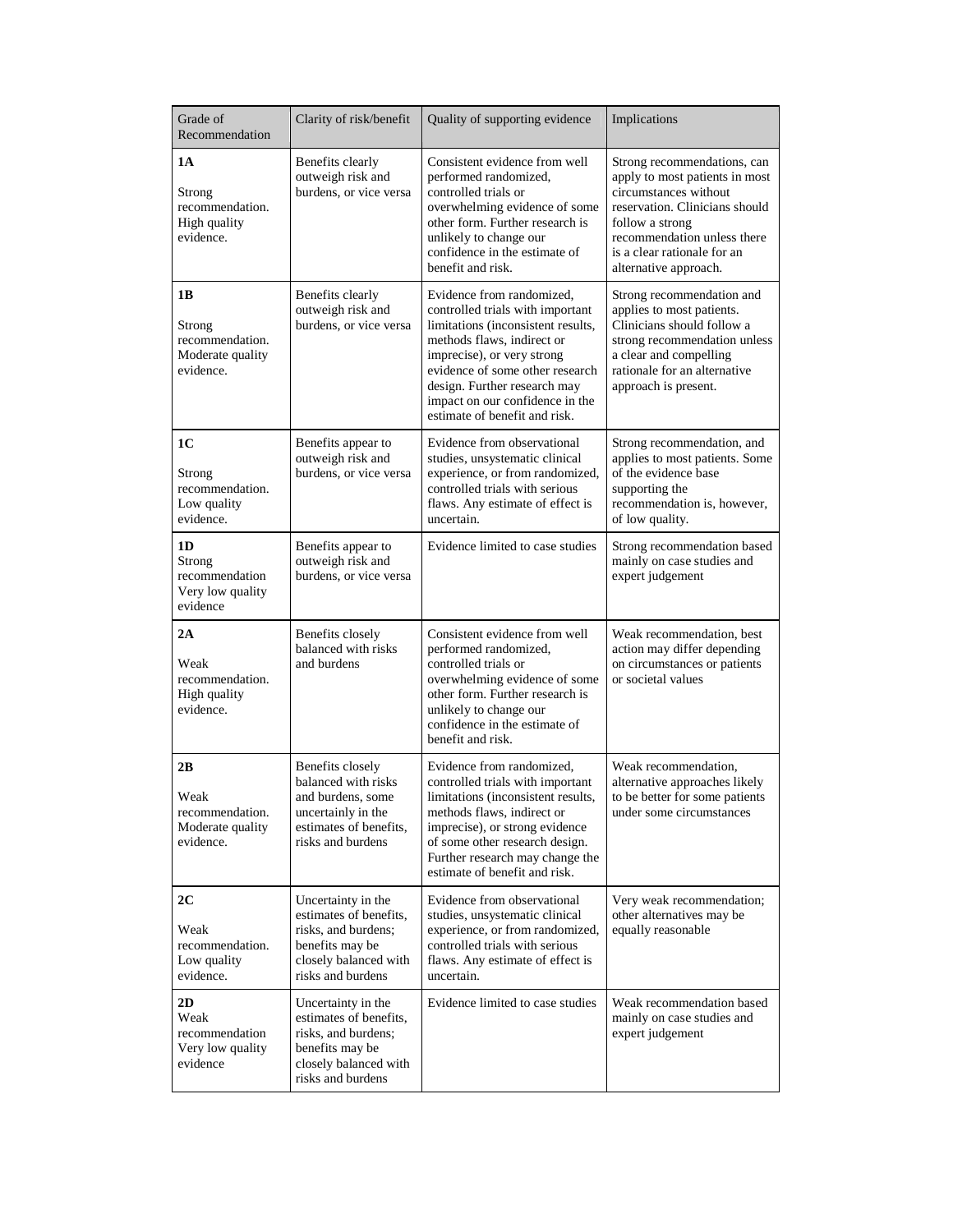| Grade of Recommendation | Clarity of risk/benefit | Quality of supporting evidence | Implications |
|---|---|---|---|
| **1A** Strong recommendation. High quality evidence. | Benefits clearly outweigh risk and burdens, or vice versa | Consistent evidence from well performed randomized, controlled trials or overwhelming evidence of some other form. Further research is unlikely to change our confidence in the estimate of benefit and risk. | Strong recommendations, can apply to most patients in most circumstances without reservation. Clinicians should follow a strong recommendation unless there is a clear rationale for an alternative approach. |
| **1B** Strong recommendation. Moderate quality evidence. | Benefits clearly outweigh risk and burdens, or vice versa | Evidence from randomized, controlled trials with important limitations (inconsistent results, methods flaws, indirect or imprecise), or very strong evidence of some other research design. Further research may impact on our confidence in the estimate of benefit and risk. | Strong recommendation and applies to most patients. Clinicians should follow a strong recommendation unless a clear and compelling rationale for an alternative approach is present. |
| **1C** Strong recommendation. Low quality evidence. | Benefits appear to outweigh risk and burdens, or vice versa | Evidence from observational studies, unsystematic clinical experience, or from randomized, controlled trials with serious flaws. Any estimate of effect is uncertain. | Strong recommendation, and applies to most patients. Some of the evidence base supporting the recommendation is, however, of low quality. |
| **1D** Strong recommendation Very low quality evidence | Benefits appear to outweigh risk and burdens, or vice versa | Evidence limited to case studies | Strong recommendation based mainly on case studies and expert judgement |
| **2A** Weak recommendation. High quality evidence. | Benefits closely balanced with risks and burdens | Consistent evidence from well performed randomized, controlled trials or overwhelming evidence of some other form. Further research is unlikely to change our confidence in the estimate of benefit and risk. | Weak recommendation, best action may differ depending on circumstances or patients or societal values |
| **2B** Weak recommendation. Moderate quality evidence. | Benefits closely balanced with risks and burdens, some uncertainly in the estimates of benefits, risks and burdens | Evidence from randomized, controlled trials with important limitations (inconsistent results, methods flaws, indirect or imprecise), or strong evidence of some other research design. Further research may change the estimate of benefit and risk. | Weak recommendation, alternative approaches likely to be better for some patients under some circumstances |
| **2C** Weak recommendation. Low quality evidence. | Uncertainty in the estimates of benefits, risks, and burdens; benefits may be closely balanced with risks and burdens | Evidence from observational studies, unsystematic clinical experience, or from randomized, controlled trials with serious flaws. Any estimate of effect is uncertain. | Very weak recommendation; other alternatives may be equally reasonable |
| **2D** Weak recommendation Very low quality evidence | Uncertainty in the estimates of benefits, risks, and burdens; benefits may be closely balanced with risks and burdens | Evidence limited to case studies | Weak recommendation based mainly on case studies and expert judgement |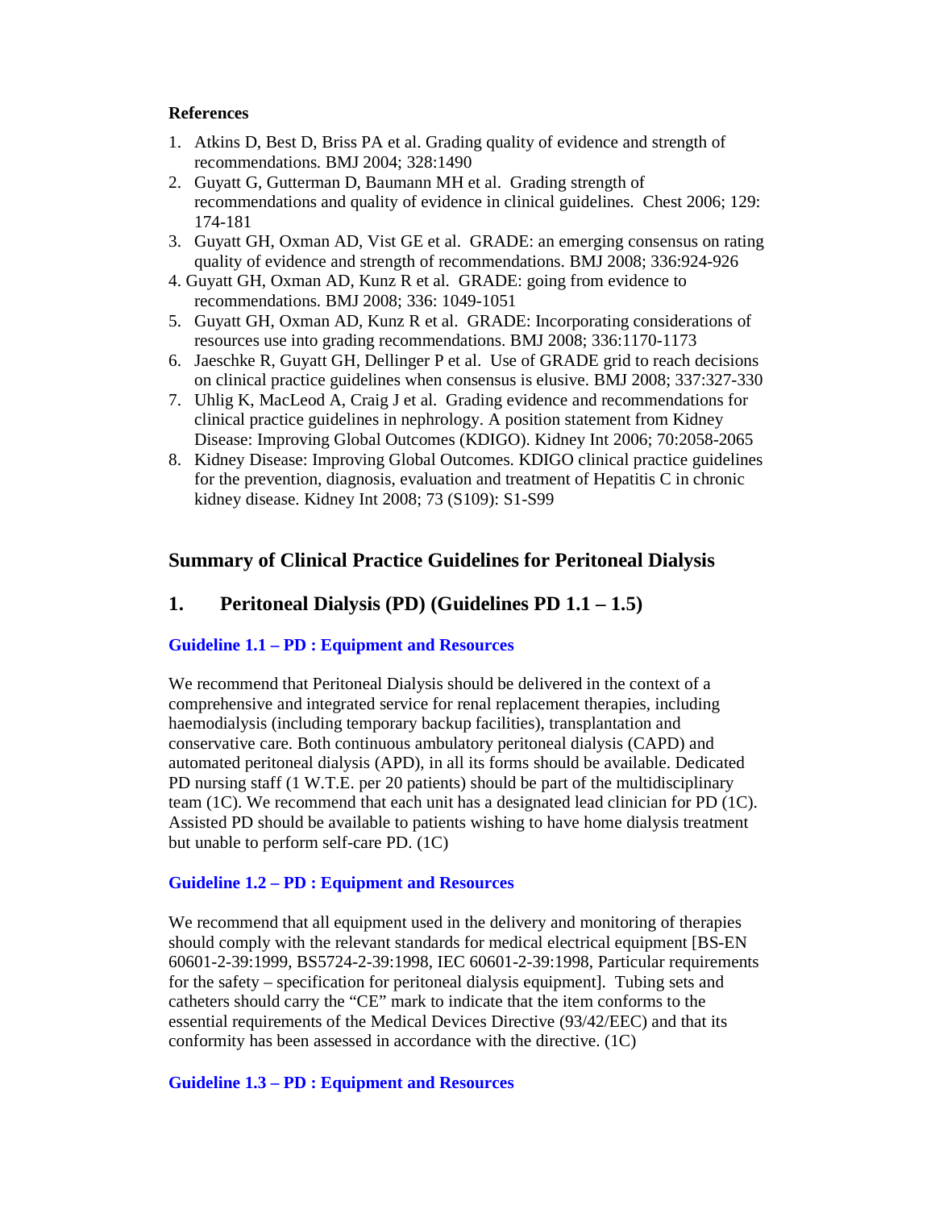**References**

1. Atkins D, Best D, Briss PA et al. Grading quality of evidence and strength of recommendations. BMJ 2004; 328:1490
2. Guyatt G, Gutterman D, Baumann MH et al. Grading strength of recommendations and quality of evidence in clinical guidelines. Chest 2006; 129: 174-181
3. Guyatt GH, Oxman AD, Vist GE et al. GRADE: an emerging consensus on rating quality of evidence and strength of recommendations. BMJ 2008; 336:924-926
4. Guyatt GH, Oxman AD, Kunz R et al. GRADE: going from evidence to recommendations. BMJ 2008; 336: 1049-1051
5. Guyatt GH, Oxman AD, Kunz R et al. GRADE: Incorporating considerations of resources use into grading recommendations. BMJ 2008; 336:1170-1173
6. Jaeschke R, Guyatt GH, Dellinger P et al. Use of GRADE grid to reach decisions on clinical practice guidelines when consensus is elusive. BMJ 2008; 337:327-330
7. Uhlig K, MacLeod A, Craig J et al. Grading evidence and recommendations for clinical practice guidelines in nephrology. A position statement from Kidney Disease: Improving Global Outcomes (KDIGO). Kidney Int 2006; 70:2058-2065
8. Kidney Disease: Improving Global Outcomes. KDIGO clinical practice guidelines for the prevention, diagnosis, evaluation and treatment of Hepatitis C in chronic kidney disease. Kidney Int 2008; 73 (S109): S1-S99

## Summary of Clinical Practice Guidelines for Peritoneal Dialysis

## 1. Peritoneal Dialysis (PD) (Guidelines PD 1.1 – 1.5)

### Guideline 1.1 – PD : Equipment and Resources

We recommend that Peritoneal Dialysis should be delivered in the context of a comprehensive and integrated service for renal replacement therapies, including haemodialysis (including temporary backup facilities), transplantation and conservative care. Both continuous ambulatory peritoneal dialysis (CAPD) and automated peritoneal dialysis (APD), in all its forms should be available. Dedicated PD nursing staff (1 W.T.E. per 20 patients) should be part of the multidisciplinary team (1C). We recommend that each unit has a designated lead clinician for PD (1C). Assisted PD should be available to patients wishing to have home dialysis treatment but unable to perform self-care PD. (1C)

### Guideline 1.2 – PD : Equipment and Resources

We recommend that all equipment used in the delivery and monitoring of therapies should comply with the relevant standards for medical electrical equipment [BS-EN 60601-2-39:1999, BS5724-2-39:1998, IEC 60601-2-39:1998, Particular requirements for the safety – specification for peritoneal dialysis equipment]. Tubing sets and catheters should carry the "CE" mark to indicate that the item conforms to the essential requirements of the Medical Devices Directive (93/42/EEC) and that its conformity has been assessed in accordance with the directive. (1C)

### Guideline 1.3 – PD : Equipment and Resources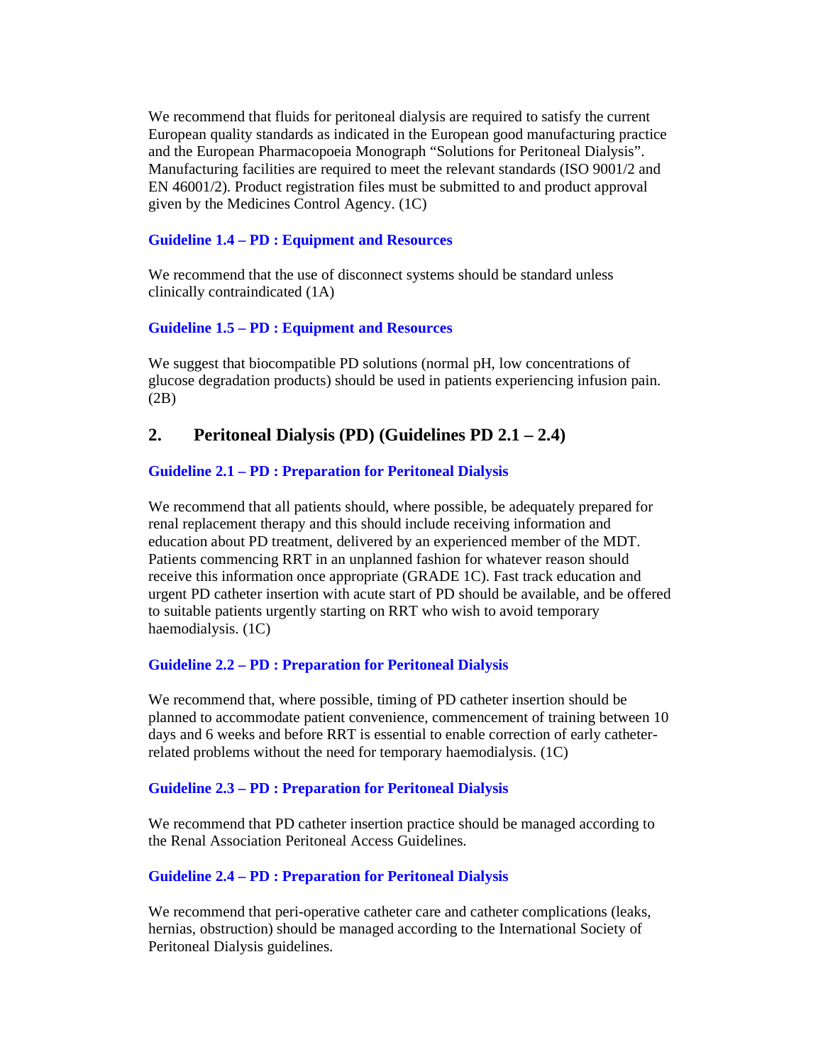We recommend that fluids for peritoneal dialysis are required to satisfy the current European quality standards as indicated in the European good manufacturing practice and the European Pharmacopoeia Monograph "Solutions for Peritoneal Dialysis". Manufacturing facilities are required to meet the relevant standards (ISO 9001/2 and EN 46001/2). Product registration files must be submitted to and product approval given by the Medicines Control Agency. (1C)

### Guideline 1.4 – PD : Equipment and Resources

We recommend that the use of disconnect systems should be standard unless clinically contraindicated (1A)

### Guideline 1.5 – PD : Equipment and Resources

We suggest that biocompatible PD solutions (normal pH, low concentrations of glucose degradation products) should be used in patients experiencing infusion pain. (2B)

## 2. Peritoneal Dialysis (PD) (Guidelines PD 2.1 – 2.4)

### Guideline 2.1 – PD : Preparation for Peritoneal Dialysis

We recommend that all patients should, where possible, be adequately prepared for renal replacement therapy and this should include receiving information and education about PD treatment, delivered by an experienced member of the MDT. Patients commencing RRT in an unplanned fashion for whatever reason should receive this information once appropriate (GRADE 1C). Fast track education and urgent PD catheter insertion with acute start of PD should be available, and be offered to suitable patients urgently starting on RRT who wish to avoid temporary haemodialysis. (1C)

### Guideline 2.2 – PD : Preparation for Peritoneal Dialysis

We recommend that, where possible, timing of PD catheter insertion should be planned to accommodate patient convenience, commencement of training between 10 days and 6 weeks and before RRT is essential to enable correction of early catheter-related problems without the need for temporary haemodialysis. (1C)

### Guideline 2.3 – PD : Preparation for Peritoneal Dialysis

We recommend that PD catheter insertion practice should be managed according to the Renal Association Peritoneal Access Guidelines.

### Guideline 2.4 – PD : Preparation for Peritoneal Dialysis

We recommend that peri-operative catheter care and catheter complications (leaks, hernias, obstruction) should be managed according to the International Society of Peritoneal Dialysis guidelines.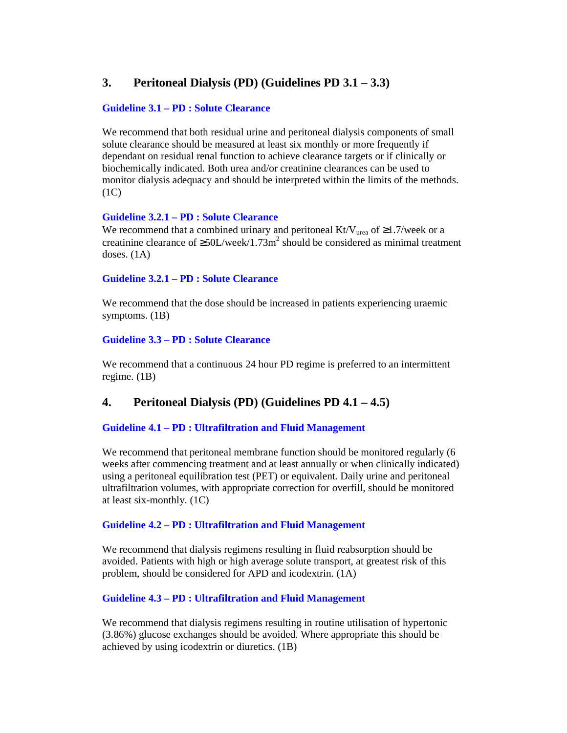## 3. Peritoneal Dialysis (PD) (Guidelines PD 3.1 – 3.3)

### Guideline 3.1 – PD : Solute Clearance

We recommend that both residual urine and peritoneal dialysis components of small solute clearance should be measured at least six monthly or more frequently if dependant on residual renal function to achieve clearance targets or if clinically or biochemically indicated. Both urea and/or creatinine clearances can be used to monitor dialysis adequacy and should be interpreted within the limits of the methods. (1C)

### Guideline 3.2.1 – PD : Solute Clearance

We recommend that a combined urinary and peritoneal $Kt/V_{urea}$ of $\geq 1.7$/week or a creatinine clearance of $\geq 50$L/week/1.73m$^2$ should be considered as minimal treatment doses. (1A)

### Guideline 3.2.1 – PD : Solute Clearance

We recommend that the dose should be increased in patients experiencing uraemic symptoms. (1B)

### Guideline 3.3 – PD : Solute Clearance

We recommend that a continuous 24 hour PD regime is preferred to an intermittent regime. (1B)

## 4. Peritoneal Dialysis (PD) (Guidelines PD 4.1 – 4.5)

### Guideline 4.1 – PD : Ultrafiltration and Fluid Management

We recommend that peritoneal membrane function should be monitored regularly (6 weeks after commencing treatment and at least annually or when clinically indicated) using a peritoneal equilibration test (PET) or equivalent. Daily urine and peritoneal ultrafiltration volumes, with appropriate correction for overfill, should be monitored at least six-monthly. (1C)

### Guideline 4.2 – PD : Ultrafiltration and Fluid Management

We recommend that dialysis regimens resulting in fluid reabsorption should be avoided. Patients with high or high average solute transport, at greatest risk of this problem, should be considered for APD and icodextrin. (1A)

### Guideline 4.3 – PD : Ultrafiltration and Fluid Management

We recommend that dialysis regimens resulting in routine utilisation of hypertonic (3.86%) glucose exchanges should be avoided. Where appropriate this should be achieved by using icodextrin or diuretics. (1B)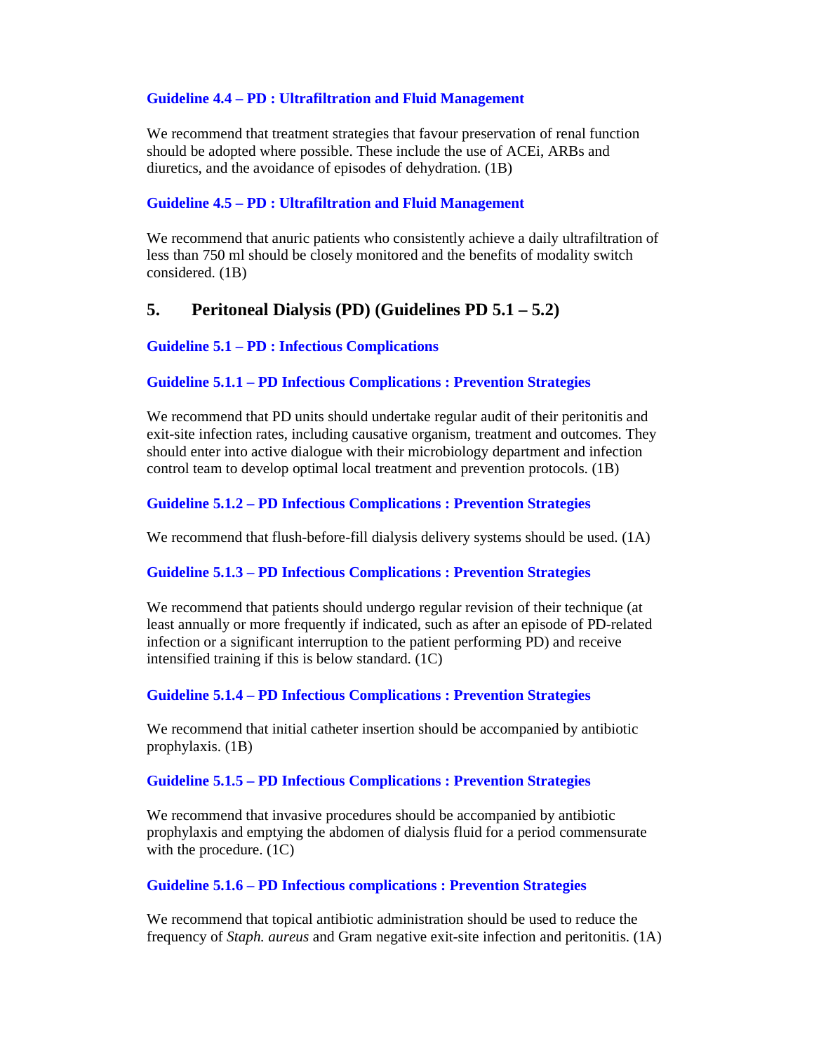**Guideline 4.4 – PD : Ultrafiltration and Fluid Management**

We recommend that treatment strategies that favour preservation of renal function should be adopted where possible. These include the use of ACEi, ARBs and diuretics, and the avoidance of episodes of dehydration. (1B)

**Guideline 4.5 – PD : Ultrafiltration and Fluid Management**

We recommend that anuric patients who consistently achieve a daily ultrafiltration of less than 750 ml should be closely monitored and the benefits of modality switch considered. (1B)

## 5. Peritoneal Dialysis (PD) (Guidelines PD 5.1 – 5.2)

**Guideline 5.1 – PD : Infectious Complications**

**Guideline 5.1.1 – PD Infectious Complications : Prevention Strategies**

We recommend that PD units should undertake regular audit of their peritonitis and exit-site infection rates, including causative organism, treatment and outcomes. They should enter into active dialogue with their microbiology department and infection control team to develop optimal local treatment and prevention protocols. (1B)

**Guideline 5.1.2 – PD Infectious Complications : Prevention Strategies**

We recommend that flush-before-fill dialysis delivery systems should be used. (1A)

**Guideline 5.1.3 – PD Infectious Complications : Prevention Strategies**

We recommend that patients should undergo regular revision of their technique (at least annually or more frequently if indicated, such as after an episode of PD-related infection or a significant interruption to the patient performing PD) and receive intensified training if this is below standard. (1C)

**Guideline 5.1.4 – PD Infectious Complications : Prevention Strategies**

We recommend that initial catheter insertion should be accompanied by antibiotic prophylaxis. (1B)

**Guideline 5.1.5 – PD Infectious Complications : Prevention Strategies**

We recommend that invasive procedures should be accompanied by antibiotic prophylaxis and emptying the abdomen of dialysis fluid for a period commensurate with the procedure. (1C)

**Guideline 5.1.6 – PD Infectious complications : Prevention Strategies**

We recommend that topical antibiotic administration should be used to reduce the frequency of *Staph. aureus* and Gram negative exit-site infection and peritonitis. (1A)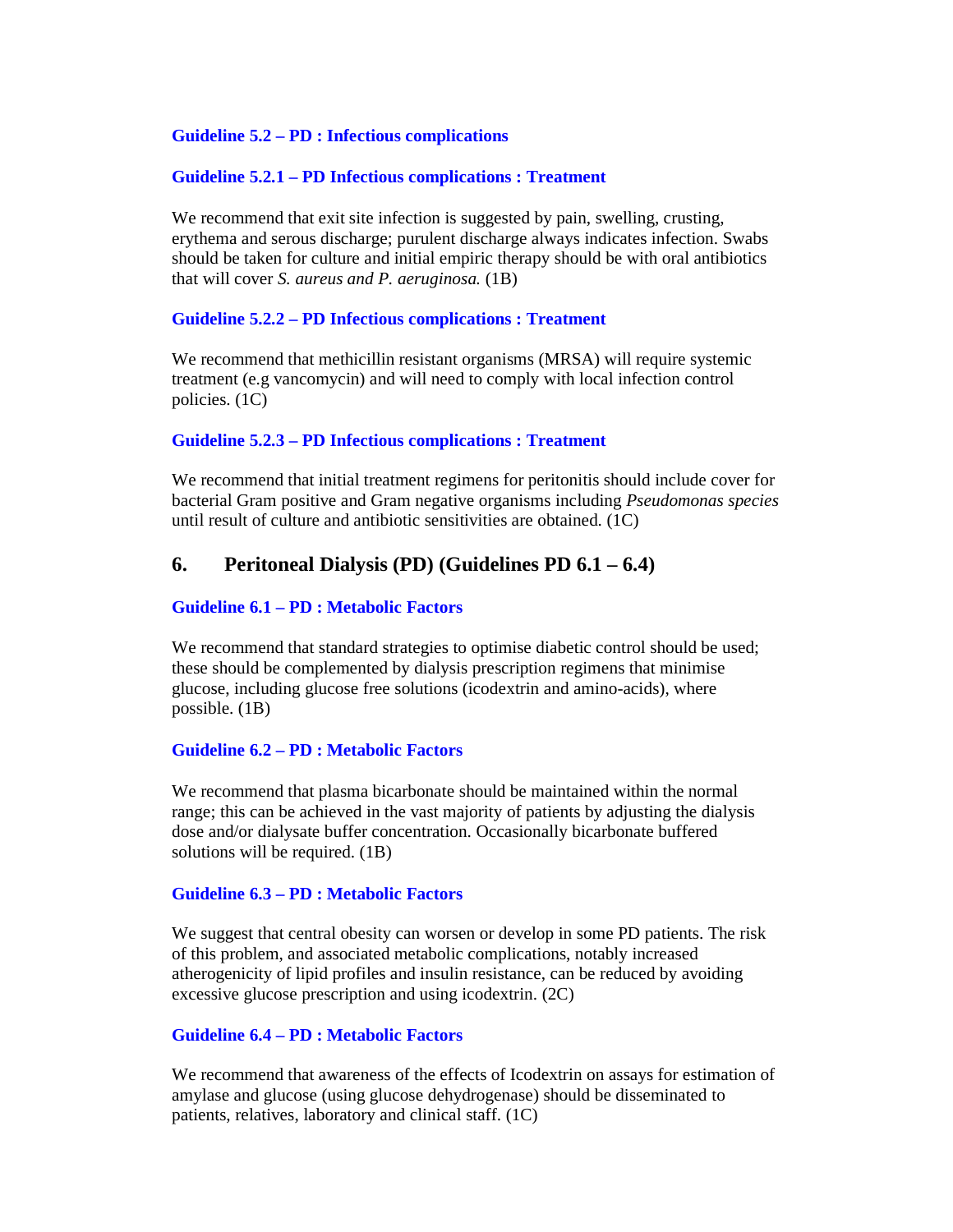### Guideline 5.2 – PD : Infectious complications

### Guideline 5.2.1 – PD Infectious complications : Treatment

We recommend that exit site infection is suggested by pain, swelling, crusting, erythema and serous discharge; purulent discharge always indicates infection. Swabs should be taken for culture and initial empiric therapy should be with oral antibiotics that will cover *S. aureus and P. aeruginosa.* (1B)

### Guideline 5.2.2 – PD Infectious complications : Treatment

We recommend that methicillin resistant organisms (MRSA) will require systemic treatment (e.g vancomycin) and will need to comply with local infection control policies. (1C)

### Guideline 5.2.3 – PD Infectious complications : Treatment

We recommend that initial treatment regimens for peritonitis should include cover for bacterial Gram positive and Gram negative organisms including *Pseudomonas species* until result of culture and antibiotic sensitivities are obtained. (1C)

## 6. Peritoneal Dialysis (PD) (Guidelines PD 6.1 – 6.4)

### Guideline 6.1 – PD : Metabolic Factors

We recommend that standard strategies to optimise diabetic control should be used; these should be complemented by dialysis prescription regimens that minimise glucose, including glucose free solutions (icodextrin and amino-acids), where possible. (1B)

### Guideline 6.2 – PD : Metabolic Factors

We recommend that plasma bicarbonate should be maintained within the normal range; this can be achieved in the vast majority of patients by adjusting the dialysis dose and/or dialysate buffer concentration. Occasionally bicarbonate buffered solutions will be required. (1B)

### Guideline 6.3 – PD : Metabolic Factors

We suggest that central obesity can worsen or develop in some PD patients. The risk of this problem, and associated metabolic complications, notably increased atherogenicity of lipid profiles and insulin resistance, can be reduced by avoiding excessive glucose prescription and using icodextrin. (2C)

### Guideline 6.4 – PD : Metabolic Factors

We recommend that awareness of the effects of Icodextrin on assays for estimation of amylase and glucose (using glucose dehydrogenase) should be disseminated to patients, relatives, laboratory and clinical staff. (1C)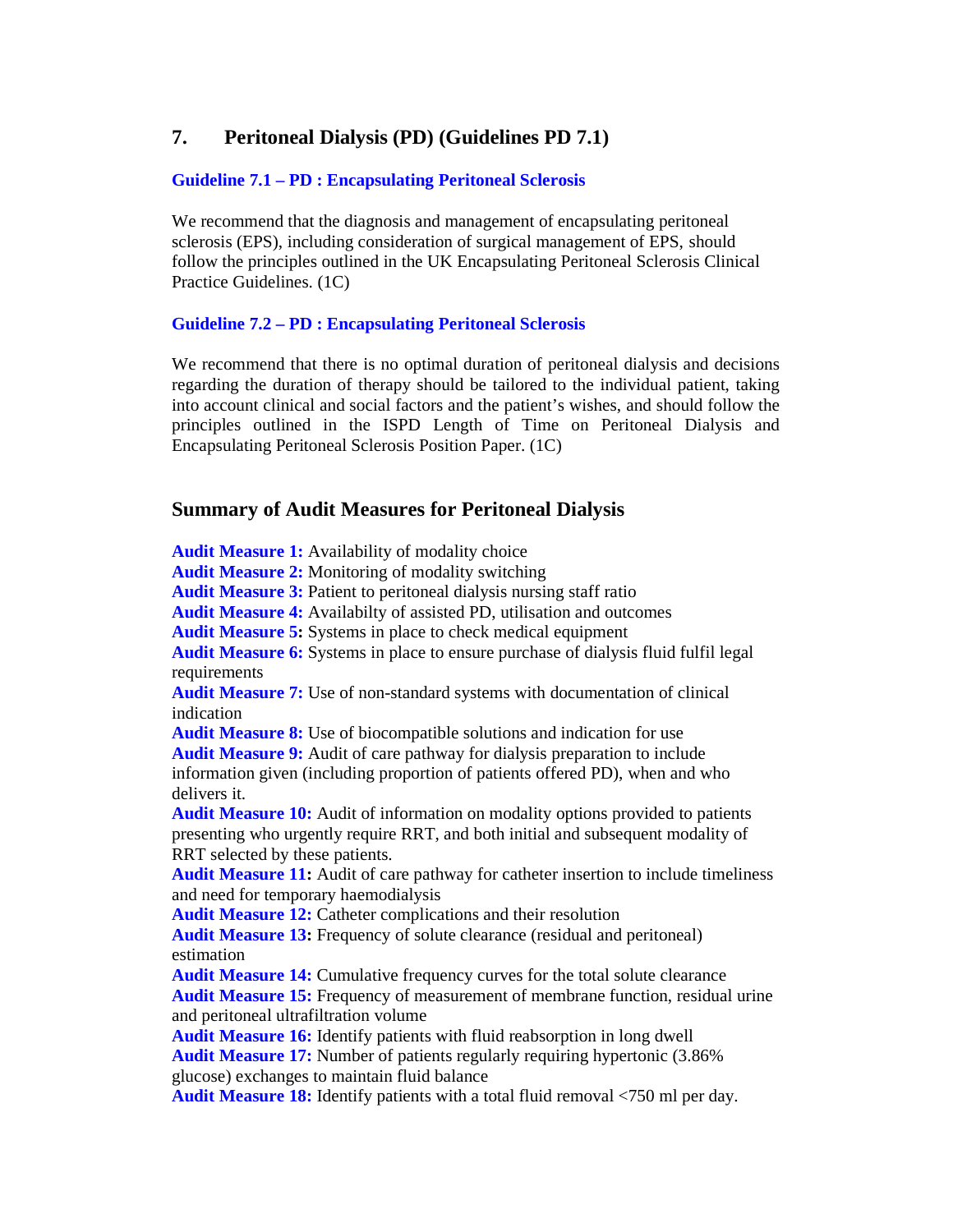## 7. Peritoneal Dialysis (PD) (Guidelines PD 7.1)

### Guideline 7.1 – PD : Encapsulating Peritoneal Sclerosis

We recommend that the diagnosis and management of encapsulating peritoneal sclerosis (EPS), including consideration of surgical management of EPS, should follow the principles outlined in the UK Encapsulating Peritoneal Sclerosis Clinical Practice Guidelines. (1C)

### Guideline 7.2 – PD : Encapsulating Peritoneal Sclerosis

We recommend that there is no optimal duration of peritoneal dialysis and decisions regarding the duration of therapy should be tailored to the individual patient, taking into account clinical and social factors and the patient's wishes, and should follow the principles outlined in the ISPD Length of Time on Peritoneal Dialysis and Encapsulating Peritoneal Sclerosis Position Paper. (1C)

## Summary of Audit Measures for Peritoneal Dialysis

**Audit Measure 1:** Availability of modality choice
**Audit Measure 2:** Monitoring of modality switching
**Audit Measure 3:** Patient to peritoneal dialysis nursing staff ratio
**Audit Measure 4:** Availabilty of assisted PD, utilisation and outcomes
**Audit Measure 5:** Systems in place to check medical equipment
**Audit Measure 6:** Systems in place to ensure purchase of dialysis fluid fulfil legal requirements
**Audit Measure 7:** Use of non-standard systems with documentation of clinical indication
**Audit Measure 8:** Use of biocompatible solutions and indication for use
**Audit Measure 9:** Audit of care pathway for dialysis preparation to include information given (including proportion of patients offered PD), when and who delivers it.
**Audit Measure 10:** Audit of information on modality options provided to patients presenting who urgently require RRT, and both initial and subsequent modality of RRT selected by these patients.
**Audit Measure 11:** Audit of care pathway for catheter insertion to include timeliness and need for temporary haemodialysis
**Audit Measure 12:** Catheter complications and their resolution
**Audit Measure 13:** Frequency of solute clearance (residual and peritoneal) estimation
**Audit Measure 14:** Cumulative frequency curves for the total solute clearance
**Audit Measure 15:** Frequency of measurement of membrane function, residual urine and peritoneal ultrafiltration volume
**Audit Measure 16:** Identify patients with fluid reabsorption in long dwell
**Audit Measure 17:** Number of patients regularly requiring hypertonic (3.86% glucose) exchanges to maintain fluid balance
**Audit Measure 18:** Identify patients with a total fluid removal <750 ml per day.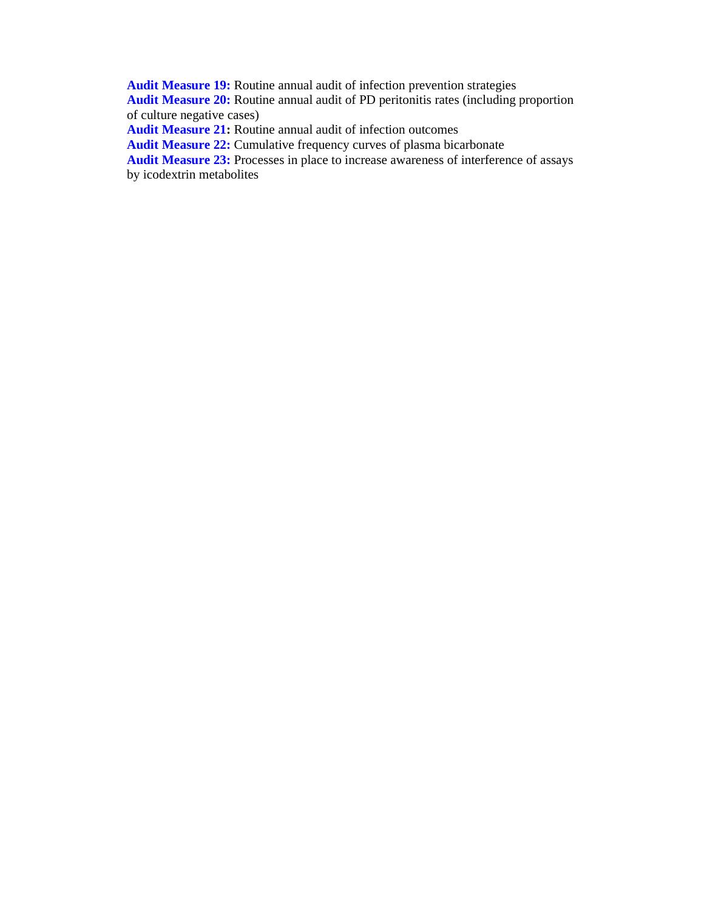**Audit Measure 19:** Routine annual audit of infection prevention strategies
**Audit Measure 20:** Routine annual audit of PD peritonitis rates (including proportion of culture negative cases)
**Audit Measure 21:** Routine annual audit of infection outcomes
**Audit Measure 22:** Cumulative frequency curves of plasma bicarbonate
**Audit Measure 23:** Processes in place to increase awareness of interference of assays by icodextrin metabolites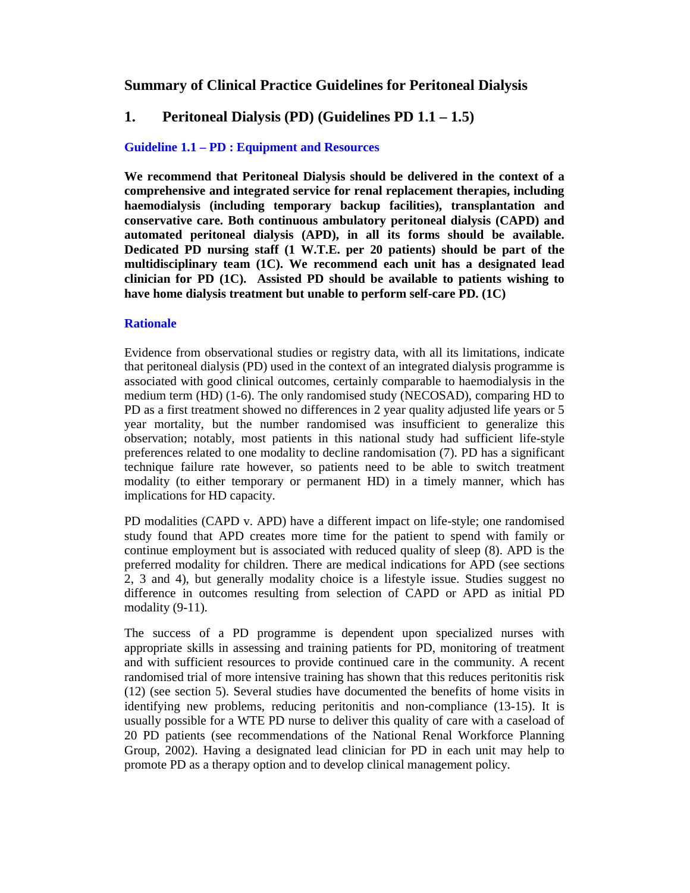# Summary of Clinical Practice Guidelines for Peritoneal Dialysis

## 1. Peritoneal Dialysis (PD) (Guidelines PD 1.1 – 1.5)

### Guideline 1.1 – PD : Equipment and Resources

**We recommend that Peritoneal Dialysis should be delivered in the context of a comprehensive and integrated service for renal replacement therapies, including haemodialysis (including temporary backup facilities), transplantation and conservative care. Both continuous ambulatory peritoneal dialysis (CAPD) and automated peritoneal dialysis (APD), in all its forms should be available. Dedicated PD nursing staff (1 W.T.E. per 20 patients) should be part of the multidisciplinary team (1C). We recommend each unit has a designated lead clinician for PD (1C). Assisted PD should be available to patients wishing to have home dialysis treatment but unable to perform self-care PD. (1C)**

### Rationale

Evidence from observational studies or registry data, with all its limitations, indicate that peritoneal dialysis (PD) used in the context of an integrated dialysis programme is associated with good clinical outcomes, certainly comparable to haemodialysis in the medium term (HD) (1-6). The only randomised study (NECOSAD), comparing HD to PD as a first treatment showed no differences in 2 year quality adjusted life years or 5 year mortality, but the number randomised was insufficient to generalize this observation; notably, most patients in this national study had sufficient life-style preferences related to one modality to decline randomisation (7). PD has a significant technique failure rate however, so patients need to be able to switch treatment modality (to either temporary or permanent HD) in a timely manner, which has implications for HD capacity.

PD modalities (CAPD v. APD) have a different impact on life-style; one randomised study found that APD creates more time for the patient to spend with family or continue employment but is associated with reduced quality of sleep (8). APD is the preferred modality for children. There are medical indications for APD (see sections 2, 3 and 4), but generally modality choice is a lifestyle issue. Studies suggest no difference in outcomes resulting from selection of CAPD or APD as initial PD modality (9-11).

The success of a PD programme is dependent upon specialized nurses with appropriate skills in assessing and training patients for PD, monitoring of treatment and with sufficient resources to provide continued care in the community. A recent randomised trial of more intensive training has shown that this reduces peritonitis risk (12) (see section 5). Several studies have documented the benefits of home visits in identifying new problems, reducing peritonitis and non-compliance (13-15). It is usually possible for a WTE PD nurse to deliver this quality of care with a caseload of 20 PD patients (see recommendations of the National Renal Workforce Planning Group, 2002). Having a designated lead clinician for PD in each unit may help to promote PD as a therapy option and to develop clinical management policy.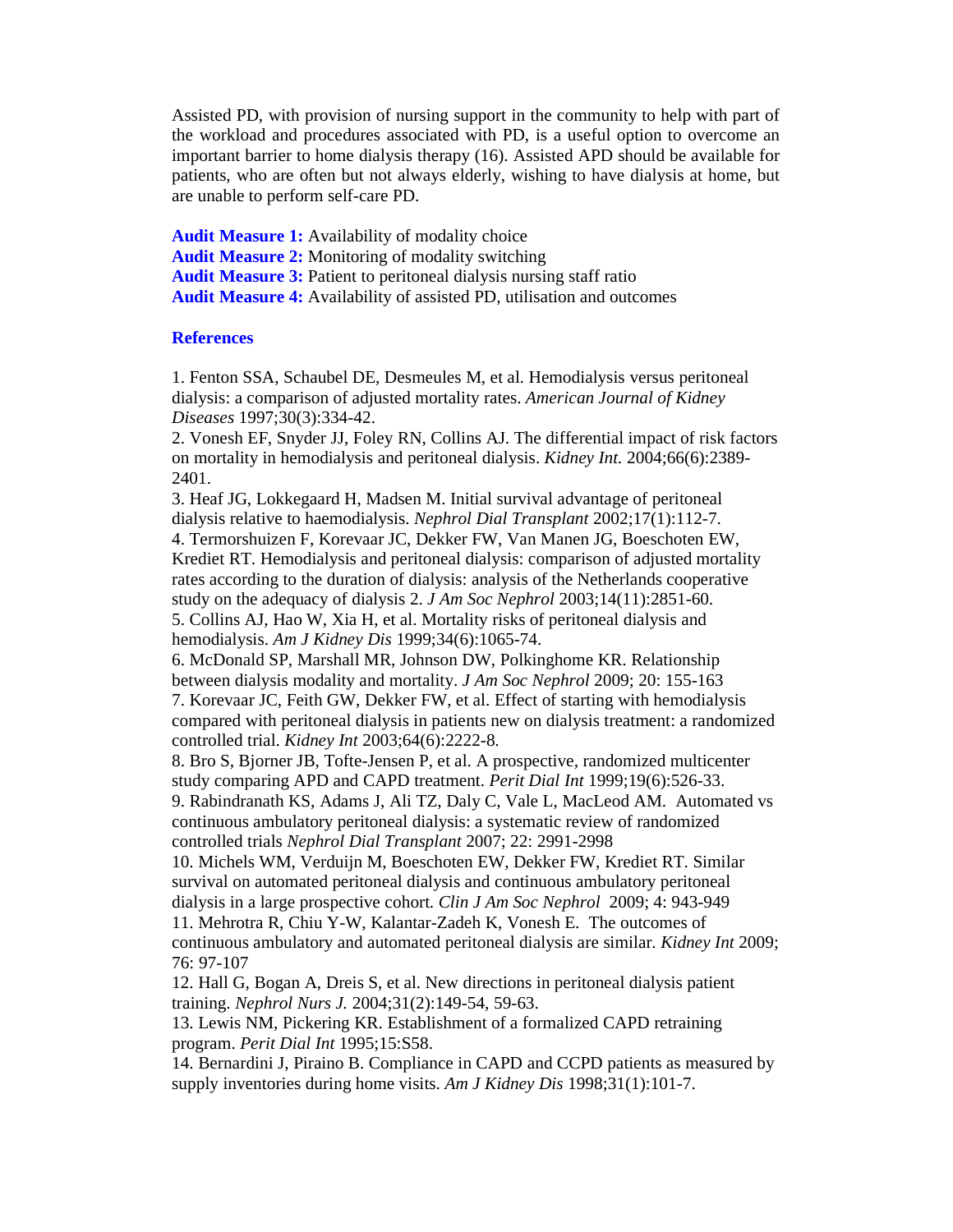Assisted PD, with provision of nursing support in the community to help with part of the workload and procedures associated with PD, is a useful option to overcome an important barrier to home dialysis therapy (16). Assisted APD should be available for patients, who are often but not always elderly, wishing to have dialysis at home, but are unable to perform self-care PD.

**Audit Measure 1:** Availability of modality choice
**Audit Measure 2:** Monitoring of modality switching
**Audit Measure 3:** Patient to peritoneal dialysis nursing staff ratio
**Audit Measure 4:** Availability of assisted PD, utilisation and outcomes

## References

1. Fenton SSA, Schaubel DE, Desmeules M, et al. Hemodialysis versus peritoneal dialysis: a comparison of adjusted mortality rates. *American Journal of Kidney Diseases* 1997;30(3):334-42.
2. Vonesh EF, Snyder JJ, Foley RN, Collins AJ. The differential impact of risk factors on mortality in hemodialysis and peritoneal dialysis. *Kidney Int.* 2004;66(6):2389-2401.
3. Heaf JG, Lokkegaard H, Madsen M. Initial survival advantage of peritoneal dialysis relative to haemodialysis. *Nephrol Dial Transplant* 2002;17(1):112-7.
4. Termorshuizen F, Korevaar JC, Dekker FW, Van Manen JG, Boeschoten EW, Krediet RT. Hemodialysis and peritoneal dialysis: comparison of adjusted mortality rates according to the duration of dialysis: analysis of the Netherlands cooperative study on the adequacy of dialysis 2. *J Am Soc Nephrol* 2003;14(11):2851-60.
5. Collins AJ, Hao W, Xia H, et al. Mortality risks of peritoneal dialysis and hemodialysis. *Am J Kidney Dis* 1999;34(6):1065-74.
6. McDonald SP, Marshall MR, Johnson DW, Polkinghome KR. Relationship between dialysis modality and mortality. *J Am Soc Nephrol* 2009; 20: 155-163
7. Korevaar JC, Feith GW, Dekker FW, et al. Effect of starting with hemodialysis compared with peritoneal dialysis in patients new on dialysis treatment: a randomized controlled trial. *Kidney Int* 2003;64(6):2222-8.
8. Bro S, Bjorner JB, Tofte-Jensen P, et al. A prospective, randomized multicenter study comparing APD and CAPD treatment. *Perit Dial Int* 1999;19(6):526-33.
9. Rabindranath KS, Adams J, Ali TZ, Daly C, Vale L, MacLeod AM. Automated vs continuous ambulatory peritoneal dialysis: a systematic review of randomized controlled trials *Nephrol Dial Transplant* 2007; 22: 2991-2998
10. Michels WM, Verduijn M, Boeschoten EW, Dekker FW, Krediet RT. Similar survival on automated peritoneal dialysis and continuous ambulatory peritoneal dialysis in a large prospective cohort. *Clin J Am Soc Nephrol* 2009; 4: 943-949
11. Mehrotra R, Chiu Y-W, Kalantar-Zadeh K, Vonesh E. The outcomes of continuous ambulatory and automated peritoneal dialysis are similar. *Kidney Int* 2009; 76: 97-107
12. Hall G, Bogan A, Dreis S, et al. New directions in peritoneal dialysis patient training. *Nephrol Nurs J.* 2004;31(2):149-54, 59-63.
13. Lewis NM, Pickering KR. Establishment of a formalized CAPD retraining program. *Perit Dial Int* 1995;15:S58.
14. Bernardini J, Piraino B. Compliance in CAPD and CCPD patients as measured by supply inventories during home visits. *Am J Kidney Dis* 1998;31(1):101-7.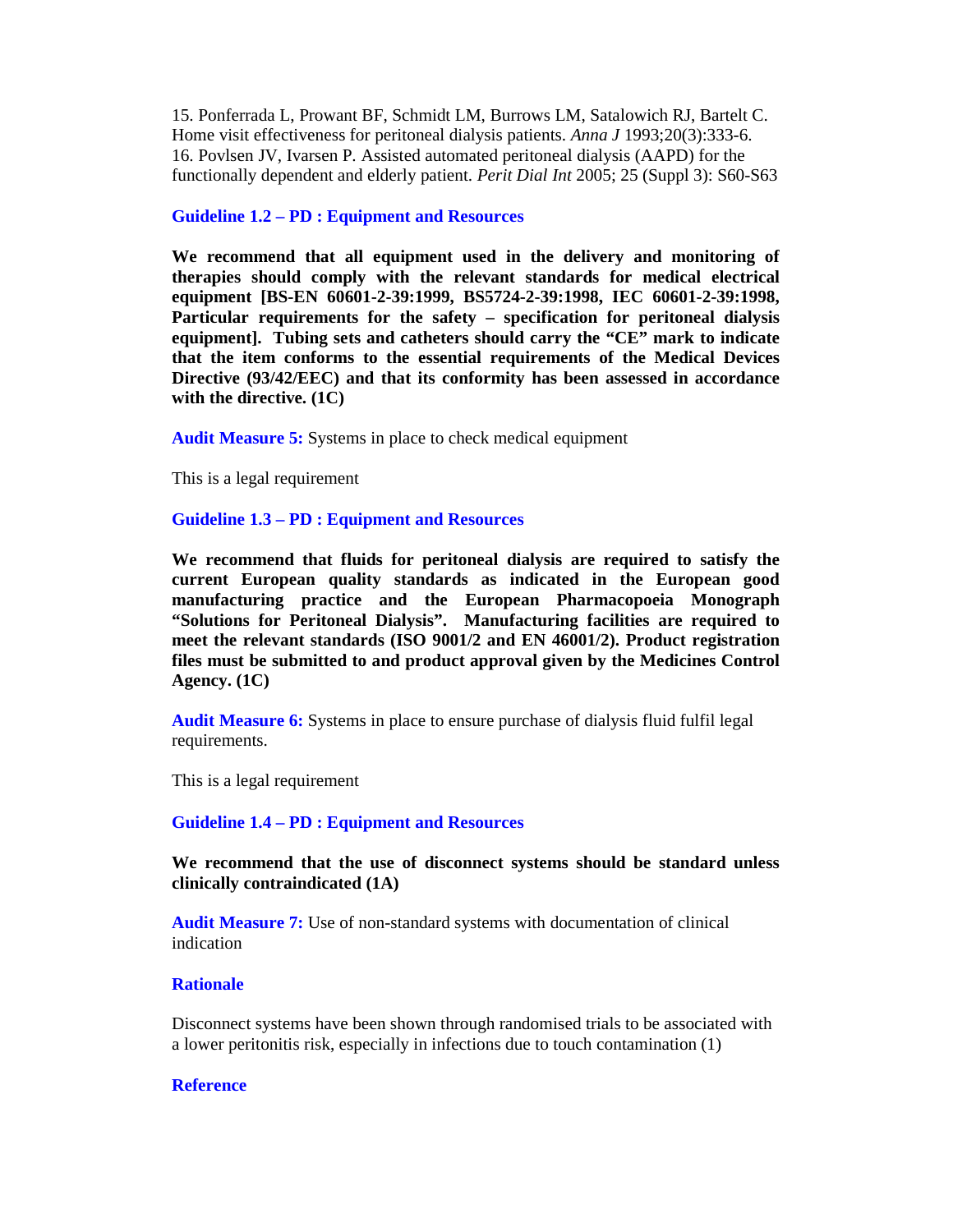15. Ponferrada L, Prowant BF, Schmidt LM, Burrows LM, Satalowich RJ, Bartelt C. Home visit effectiveness for peritoneal dialysis patients. *Anna J* 1993;20(3):333-6.
16. Povlsen JV, Ivarsen P. Assisted automated peritoneal dialysis (AAPD) for the functionally dependent and elderly patient. *Perit Dial Int* 2005; 25 (Suppl 3): S60-S63

### Guideline 1.2 – PD : Equipment and Resources

**We recommend that all equipment used in the delivery and monitoring of therapies should comply with the relevant standards for medical electrical equipment [BS-EN 60601-2-39:1999, BS5724-2-39:1998, IEC 60601-2-39:1998, Particular requirements for the safety – specification for peritoneal dialysis equipment]. Tubing sets and catheters should carry the "CE" mark to indicate that the item conforms to the essential requirements of the Medical Devices Directive (93/42/EEC) and that its conformity has been assessed in accordance with the directive. (1C)**

**Audit Measure 5:** Systems in place to check medical equipment

This is a legal requirement

### Guideline 1.3 – PD : Equipment and Resources

**We recommend that fluids for peritoneal dialysis are required to satisfy the current European quality standards as indicated in the European good manufacturing practice and the European Pharmacopoeia Monograph "Solutions for Peritoneal Dialysis". Manufacturing facilities are required to meet the relevant standards (ISO 9001/2 and EN 46001/2). Product registration files must be submitted to and product approval given by the Medicines Control Agency. (1C)**

**Audit Measure 6:** Systems in place to ensure purchase of dialysis fluid fulfil legal requirements.

This is a legal requirement

### Guideline 1.4 – PD : Equipment and Resources

**We recommend that the use of disconnect systems should be standard unless clinically contraindicated (1A)**

**Audit Measure 7:** Use of non-standard systems with documentation of clinical indication

#### Rationale

Disconnect systems have been shown through randomised trials to be associated with a lower peritonitis risk, especially in infections due to touch contamination (1)

#### Reference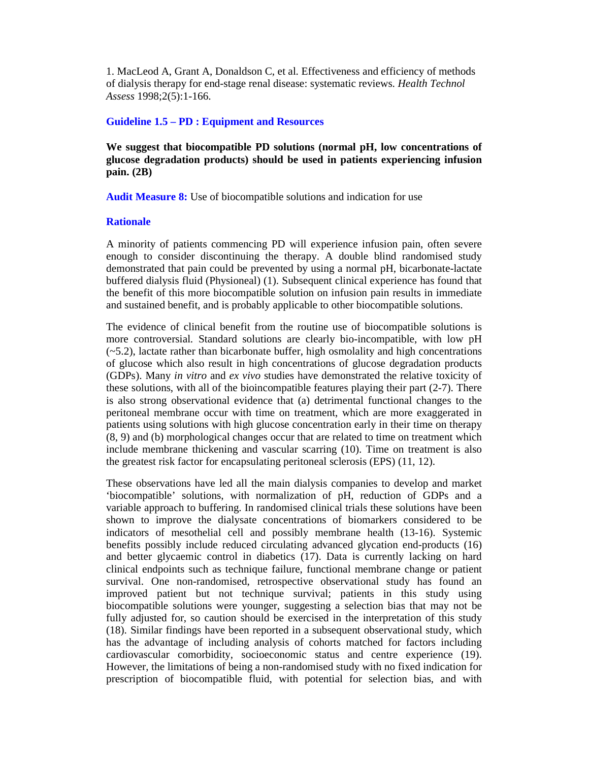1. MacLeod A, Grant A, Donaldson C, et al. Effectiveness and efficiency of methods of dialysis therapy for end-stage renal disease: systematic reviews. *Health Technol Assess* 1998;2(5):1-166.

### Guideline 1.5 – PD : Equipment and Resources

**We suggest that biocompatible PD solutions (normal pH, low concentrations of glucose degradation products) should be used in patients experiencing infusion pain. (2B)**

**Audit Measure 8:** Use of biocompatible solutions and indication for use

### Rationale

A minority of patients commencing PD will experience infusion pain, often severe enough to consider discontinuing the therapy. A double blind randomised study demonstrated that pain could be prevented by using a normal pH, bicarbonate-lactate buffered dialysis fluid (Physioneal) (1). Subsequent clinical experience has found that the benefit of this more biocompatible solution on infusion pain results in immediate and sustained benefit, and is probably applicable to other biocompatible solutions.

The evidence of clinical benefit from the routine use of biocompatible solutions is more controversial. Standard solutions are clearly bio-incompatible, with low pH (~5.2), lactate rather than bicarbonate buffer, high osmolality and high concentrations of glucose which also result in high concentrations of glucose degradation products (GDPs). Many *in vitro* and *ex vivo* studies have demonstrated the relative toxicity of these solutions, with all of the bioincompatible features playing their part (2-7). There is also strong observational evidence that (a) detrimental functional changes to the peritoneal membrane occur with time on treatment, which are more exaggerated in patients using solutions with high glucose concentration early in their time on therapy (8, 9) and (b) morphological changes occur that are related to time on treatment which include membrane thickening and vascular scarring (10). Time on treatment is also the greatest risk factor for encapsulating peritoneal sclerosis (EPS) (11, 12).

These observations have led all the main dialysis companies to develop and market 'biocompatible' solutions, with normalization of pH, reduction of GDPs and a variable approach to buffering. In randomised clinical trials these solutions have been shown to improve the dialysate concentrations of biomarkers considered to be indicators of mesothelial cell and possibly membrane health (13-16). Systemic benefits possibly include reduced circulating advanced glycation end-products (16) and better glycaemic control in diabetics (17). Data is currently lacking on hard clinical endpoints such as technique failure, functional membrane change or patient survival. One non-randomised, retrospective observational study has found an improved patient but not technique survival; patients in this study using biocompatible solutions were younger, suggesting a selection bias that may not be fully adjusted for, so caution should be exercised in the interpretation of this study (18). Similar findings have been reported in a subsequent observational study, which has the advantage of including analysis of cohorts matched for factors including cardiovascular comorbidity, socioeconomic status and centre experience (19). However, the limitations of being a non-randomised study with no fixed indication for prescription of biocompatible fluid, with potential for selection bias, and with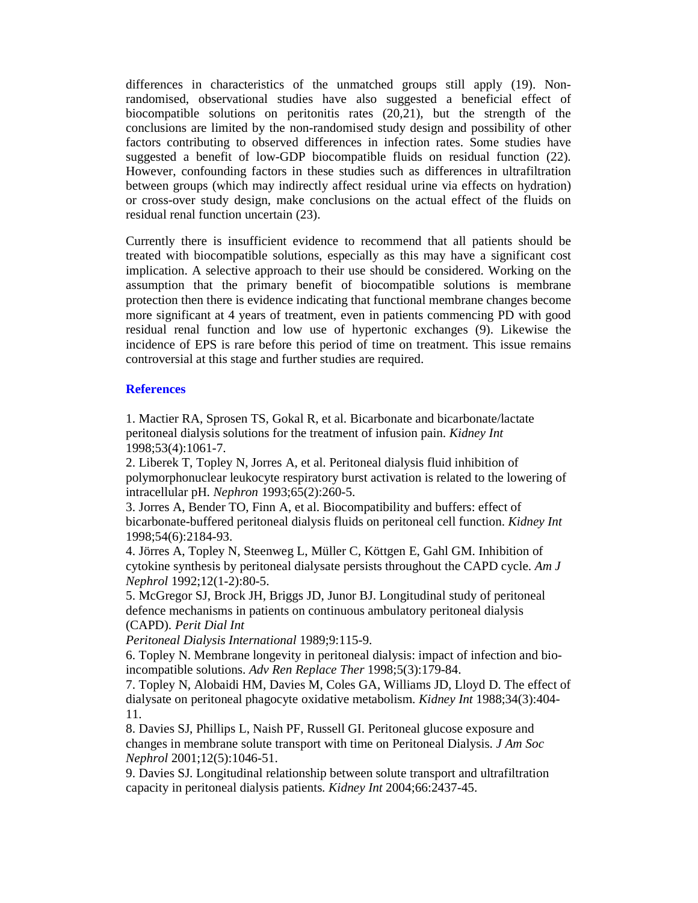differences in characteristics of the unmatched groups still apply (19). Non-randomised, observational studies have also suggested a beneficial effect of biocompatible solutions on peritonitis rates (20,21), but the strength of the conclusions are limited by the non-randomised study design and possibility of other factors contributing to observed differences in infection rates. Some studies have suggested a benefit of low-GDP biocompatible fluids on residual function (22). However, confounding factors in these studies such as differences in ultrafiltration between groups (which may indirectly affect residual urine via effects on hydration) or cross-over study design, make conclusions on the actual effect of the fluids on residual renal function uncertain (23).

Currently there is insufficient evidence to recommend that all patients should be treated with biocompatible solutions, especially as this may have a significant cost implication. A selective approach to their use should be considered. Working on the assumption that the primary benefit of biocompatible solutions is membrane protection then there is evidence indicating that functional membrane changes become more significant at 4 years of treatment, even in patients commencing PD with good residual renal function and low use of hypertonic exchanges (9). Likewise the incidence of EPS is rare before this period of time on treatment. This issue remains controversial at this stage and further studies are required.

## References

1. Mactier RA, Sprosen TS, Gokal R, et al. Bicarbonate and bicarbonate/lactate peritoneal dialysis solutions for the treatment of infusion pain. *Kidney Int* 1998;53(4):1061-7.
2. Liberek T, Topley N, Jorres A, et al. Peritoneal dialysis fluid inhibition of polymorphonuclear leukocyte respiratory burst activation is related to the lowering of intracellular pH. *Nephron* 1993;65(2):260-5.
3. Jorres A, Bender TO, Finn A, et al. Biocompatibility and buffers: effect of bicarbonate-buffered peritoneal dialysis fluids on peritoneal cell function. *Kidney Int* 1998;54(6):2184-93.
4. Jörres A, Topley N, Steenweg L, Müller C, Köttgen E, Gahl GM. Inhibition of cytokine synthesis by peritoneal dialysate persists throughout the CAPD cycle. *Am J Nephrol* 1992;12(1-2):80-5.
5. McGregor SJ, Brock JH, Briggs JD, Junor BJ. Longitudinal study of peritoneal defence mechanisms in patients on continuous ambulatory peritoneal dialysis (CAPD). *Perit Dial Int*
*Peritoneal Dialysis International* 1989;9:115-9.
6. Topley N. Membrane longevity in peritoneal dialysis: impact of infection and bio-incompatible solutions. *Adv Ren Replace Ther* 1998;5(3):179-84.
7. Topley N, Alobaidi HM, Davies M, Coles GA, Williams JD, Lloyd D. The effect of dialysate on peritoneal phagocyte oxidative metabolism. *Kidney Int* 1988;34(3):404-11.
8. Davies SJ, Phillips L, Naish PF, Russell GI. Peritoneal glucose exposure and changes in membrane solute transport with time on Peritoneal Dialysis. *J Am Soc Nephrol* 2001;12(5):1046-51.
9. Davies SJ. Longitudinal relationship between solute transport and ultrafiltration capacity in peritoneal dialysis patients. *Kidney Int* 2004;66:2437-45.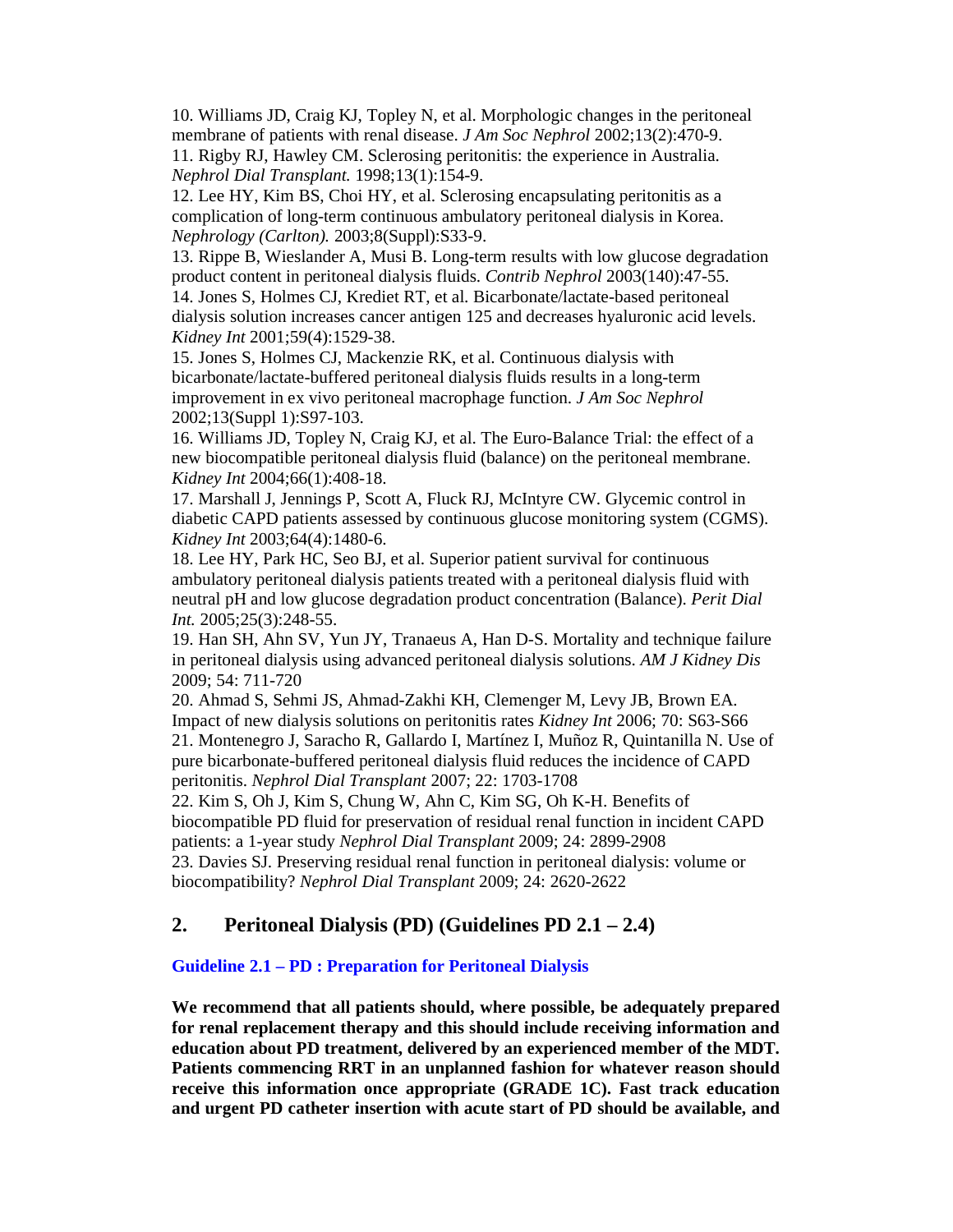10. Williams JD, Craig KJ, Topley N, et al. Morphologic changes in the peritoneal membrane of patients with renal disease. *J Am Soc Nephrol* 2002;13(2):470-9.
11. Rigby RJ, Hawley CM. Sclerosing peritonitis: the experience in Australia. *Nephrol Dial Transplant.* 1998;13(1):154-9.
12. Lee HY, Kim BS, Choi HY, et al. Sclerosing encapsulating peritonitis as a complication of long-term continuous ambulatory peritoneal dialysis in Korea. *Nephrology (Carlton).* 2003;8(Suppl):S33-9.
13. Rippe B, Wieslander A, Musi B. Long-term results with low glucose degradation product content in peritoneal dialysis fluids. *Contrib Nephrol* 2003(140):47-55.
14. Jones S, Holmes CJ, Krediet RT, et al. Bicarbonate/lactate-based peritoneal dialysis solution increases cancer antigen 125 and decreases hyaluronic acid levels. *Kidney Int* 2001;59(4):1529-38.
15. Jones S, Holmes CJ, Mackenzie RK, et al. Continuous dialysis with bicarbonate/lactate-buffered peritoneal dialysis fluids results in a long-term improvement in ex vivo peritoneal macrophage function. *J Am Soc Nephrol* 2002;13(Suppl 1):S97-103.
16. Williams JD, Topley N, Craig KJ, et al. The Euro-Balance Trial: the effect of a new biocompatible peritoneal dialysis fluid (balance) on the peritoneal membrane. *Kidney Int* 2004;66(1):408-18.
17. Marshall J, Jennings P, Scott A, Fluck RJ, McIntyre CW. Glycemic control in diabetic CAPD patients assessed by continuous glucose monitoring system (CGMS). *Kidney Int* 2003;64(4):1480-6.
18. Lee HY, Park HC, Seo BJ, et al. Superior patient survival for continuous ambulatory peritoneal dialysis patients treated with a peritoneal dialysis fluid with neutral pH and low glucose degradation product concentration (Balance). *Perit Dial Int.* 2005;25(3):248-55.
19. Han SH, Ahn SV, Yun JY, Tranaeus A, Han D-S. Mortality and technique failure in peritoneal dialysis using advanced peritoneal dialysis solutions. *AM J Kidney Dis* 2009; 54: 711-720
20. Ahmad S, Sehmi JS, Ahmad-Zakhi KH, Clemenger M, Levy JB, Brown EA. Impact of new dialysis solutions on peritonitis rates *Kidney Int* 2006; 70: S63-S66
21. Montenegro J, Saracho R, Gallardo I, Martínez I, Muñoz R, Quintanilla N. Use of pure bicarbonate-buffered peritoneal dialysis fluid reduces the incidence of CAPD peritonitis. *Nephrol Dial Transplant* 2007; 22: 1703-1708
22. Kim S, Oh J, Kim S, Chung W, Ahn C, Kim SG, Oh K-H. Benefits of biocompatible PD fluid for preservation of residual renal function in incident CAPD patients: a 1-year study *Nephrol Dial Transplant* 2009; 24: 2899-2908
23. Davies SJ. Preserving residual renal function in peritoneal dialysis: volume or biocompatibility? *Nephrol Dial Transplant* 2009; 24: 2620-2622

## 2. Peritoneal Dialysis (PD) (Guidelines PD 2.1 – 2.4)

### Guideline 2.1 – PD : Preparation for Peritoneal Dialysis

**We recommend that all patients should, where possible, be adequately prepared for renal replacement therapy and this should include receiving information and education about PD treatment, delivered by an experienced member of the MDT. Patients commencing RRT in an unplanned fashion for whatever reason should receive this information once appropriate (GRADE 1C). Fast track education and urgent PD catheter insertion with acute start of PD should be available, and**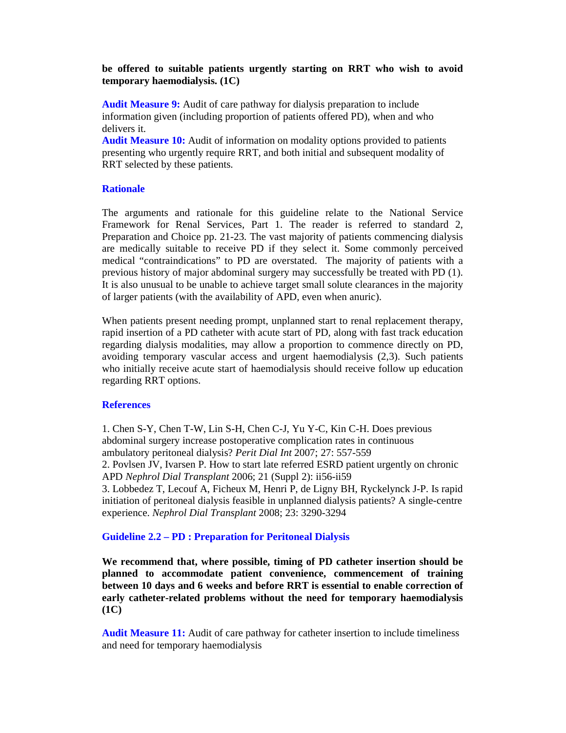**be offered to suitable patients urgently starting on RRT who wish to avoid temporary haemodialysis. (1C)**

**Audit Measure 9:** Audit of care pathway for dialysis preparation to include information given (including proportion of patients offered PD), when and who delivers it.
**Audit Measure 10:** Audit of information on modality options provided to patients presenting who urgently require RRT, and both initial and subsequent modality of RRT selected by these patients.

### Rationale

The arguments and rationale for this guideline relate to the National Service Framework for Renal Services, Part 1. The reader is referred to standard 2, Preparation and Choice pp. 21-23. The vast majority of patients commencing dialysis are medically suitable to receive PD if they select it. Some commonly perceived medical "contraindications" to PD are overstated. The majority of patients with a previous history of major abdominal surgery may successfully be treated with PD (1). It is also unusual to be unable to achieve target small solute clearances in the majority of larger patients (with the availability of APD, even when anuric).

When patients present needing prompt, unplanned start to renal replacement therapy, rapid insertion of a PD catheter with acute start of PD, along with fast track education regarding dialysis modalities, may allow a proportion to commence directly on PD, avoiding temporary vascular access and urgent haemodialysis (2,3). Such patients who initially receive acute start of haemodialysis should receive follow up education regarding RRT options.

### References

1. Chen S-Y, Chen T-W, Lin S-H, Chen C-J, Yu Y-C, Kin C-H. Does previous abdominal surgery increase postoperative complication rates in continuous ambulatory peritoneal dialysis? *Perit Dial Int* 2007; 27: 557-559
2. Povlsen JV, Ivarsen P. How to start late referred ESRD patient urgently on chronic APD *Nephrol Dial Transplant* 2006; 21 (Suppl 2): ii56-ii59
3. Lobbedez T, Lecouf A, Ficheux M, Henri P, de Ligny BH, Ryckelynck J-P. Is rapid initiation of peritoneal dialysis feasible in unplanned dialysis patients? A single-centre experience. *Nephrol Dial Transplant* 2008; 23: 3290-3294

### Guideline 2.2 – PD : Preparation for Peritoneal Dialysis

**We recommend that, where possible, timing of PD catheter insertion should be planned to accommodate patient convenience, commencement of training between 10 days and 6 weeks and before RRT is essential to enable correction of early catheter-related problems without the need for temporary haemodialysis (1C)**

**Audit Measure 11:** Audit of care pathway for catheter insertion to include timeliness and need for temporary haemodialysis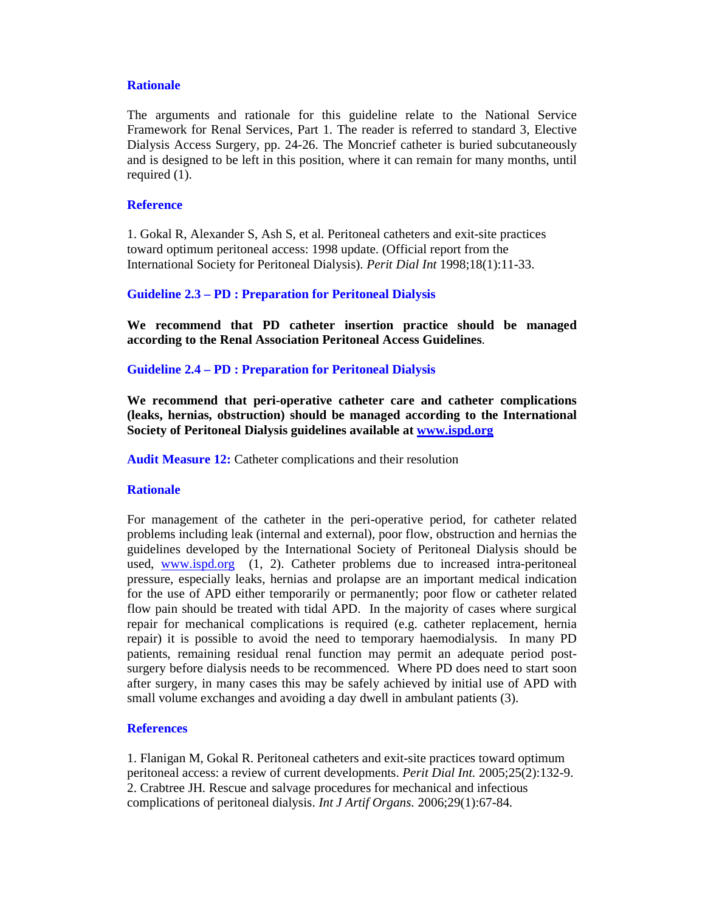### Rationale

The arguments and rationale for this guideline relate to the National Service Framework for Renal Services, Part 1. The reader is referred to standard 3, Elective Dialysis Access Surgery, pp. 24-26. The Moncrief catheter is buried subcutaneously and is designed to be left in this position, where it can remain for many months, until required (1).

### Reference

1. Gokal R, Alexander S, Ash S, et al. Peritoneal catheters and exit-site practices toward optimum peritoneal access: 1998 update. (Official report from the International Society for Peritoneal Dialysis). *Perit Dial Int* 1998;18(1):11-33.

### Guideline 2.3 – PD : Preparation for Peritoneal Dialysis

**We recommend that PD catheter insertion practice should be managed according to the Renal Association Peritoneal Access Guidelines**.

### Guideline 2.4 – PD : Preparation for Peritoneal Dialysis

**We recommend that peri-operative catheter care and catheter complications (leaks, hernias, obstruction) should be managed according to the International Society of Peritoneal Dialysis guidelines available at [www.ispd.org](http://www.ispd.org)**

**Audit Measure 12:** Catheter complications and their resolution

### Rationale

For management of the catheter in the peri-operative period, for catheter related problems including leak (internal and external), poor flow, obstruction and hernias the guidelines developed by the International Society of Peritoneal Dialysis should be used, [www.ispd.org](http://www.ispd.org) (1, 2). Catheter problems due to increased intra-peritoneal pressure, especially leaks, hernias and prolapse are an important medical indication for the use of APD either temporarily or permanently; poor flow or catheter related flow pain should be treated with tidal APD. In the majority of cases where surgical repair for mechanical complications is required (e.g. catheter replacement, hernia repair) it is possible to avoid the need to temporary haemodialysis. In many PD patients, remaining residual renal function may permit an adequate period post-surgery before dialysis needs to be recommenced. Where PD does need to start soon after surgery, in many cases this may be safely achieved by initial use of APD with small volume exchanges and avoiding a day dwell in ambulant patients (3).

### References

1. Flanigan M, Gokal R. Peritoneal catheters and exit-site practices toward optimum peritoneal access: a review of current developments. *Perit Dial Int.* 2005;25(2):132-9.
2. Crabtree JH. Rescue and salvage procedures for mechanical and infectious complications of peritoneal dialysis. *Int J Artif Organs.* 2006;29(1):67-84.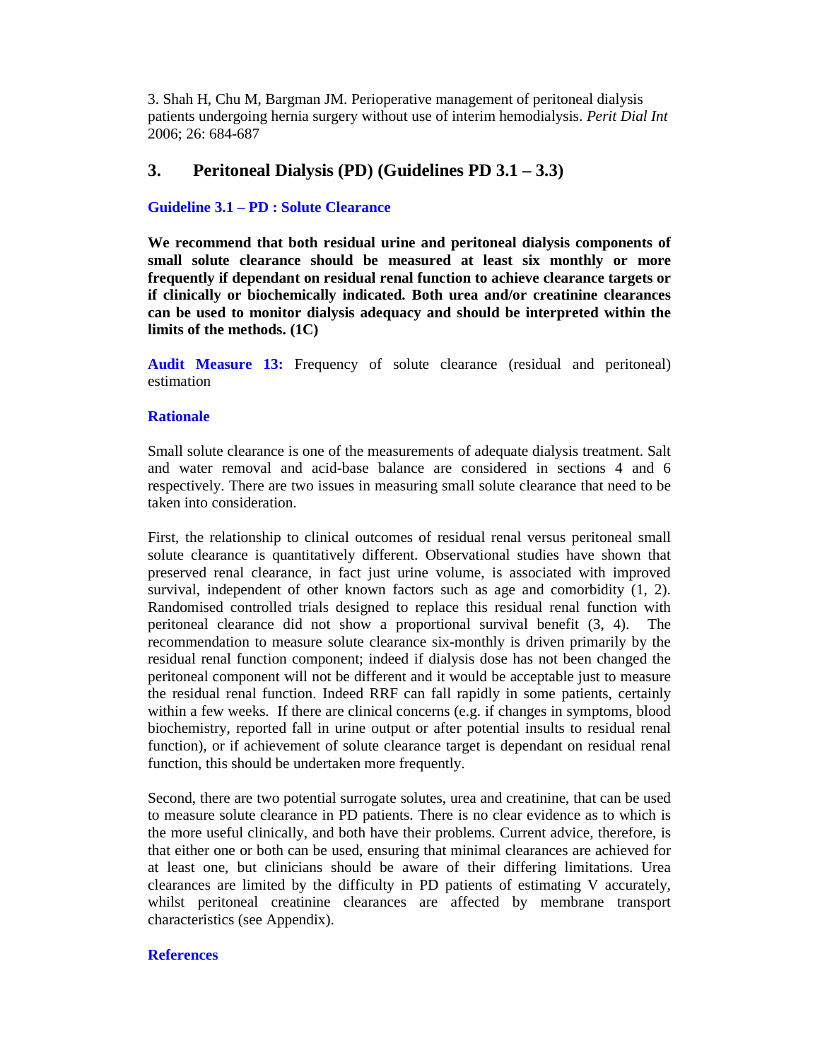3. Shah H, Chu M, Bargman JM. Perioperative management of peritoneal dialysis patients undergoing hernia surgery without use of interim hemodialysis. *Perit Dial Int* 2006; 26: 684-687

## 3. Peritoneal Dialysis (PD) (Guidelines PD 3.1 – 3.3)

### Guideline 3.1 – PD : Solute Clearance

**We recommend that both residual urine and peritoneal dialysis components of small solute clearance should be measured at least six monthly or more frequently if dependant on residual renal function to achieve clearance targets or if clinically or biochemically indicated. Both urea and/or creatinine clearances can be used to monitor dialysis adequacy and should be interpreted within the limits of the methods. (1C)**

**Audit Measure 13:** Frequency of solute clearance (residual and peritoneal) estimation

### Rationale

Small solute clearance is one of the measurements of adequate dialysis treatment. Salt and water removal and acid-base balance are considered in sections 4 and 6 respectively. There are two issues in measuring small solute clearance that need to be taken into consideration.

First, the relationship to clinical outcomes of residual renal versus peritoneal small solute clearance is quantitatively different. Observational studies have shown that preserved renal clearance, in fact just urine volume, is associated with improved survival, independent of other known factors such as age and comorbidity (1, 2). Randomised controlled trials designed to replace this residual renal function with peritoneal clearance did not show a proportional survival benefit (3, 4). The recommendation to measure solute clearance six-monthly is driven primarily by the residual renal function component; indeed if dialysis dose has not been changed the peritoneal component will not be different and it would be acceptable just to measure the residual renal function. Indeed RRF can fall rapidly in some patients, certainly within a few weeks. If there are clinical concerns (e.g. if changes in symptoms, blood biochemistry, reported fall in urine output or after potential insults to residual renal function), or if achievement of solute clearance target is dependant on residual renal function, this should be undertaken more frequently.

Second, there are two potential surrogate solutes, urea and creatinine, that can be used to measure solute clearance in PD patients. There is no clear evidence as to which is the more useful clinically, and both have their problems. Current advice, therefore, is that either one or both can be used, ensuring that minimal clearances are achieved for at least one, but clinicians should be aware of their differing limitations. Urea clearances are limited by the difficulty in PD patients of estimating V accurately, whilst peritoneal creatinine clearances are affected by membrane transport characteristics (see Appendix).

### References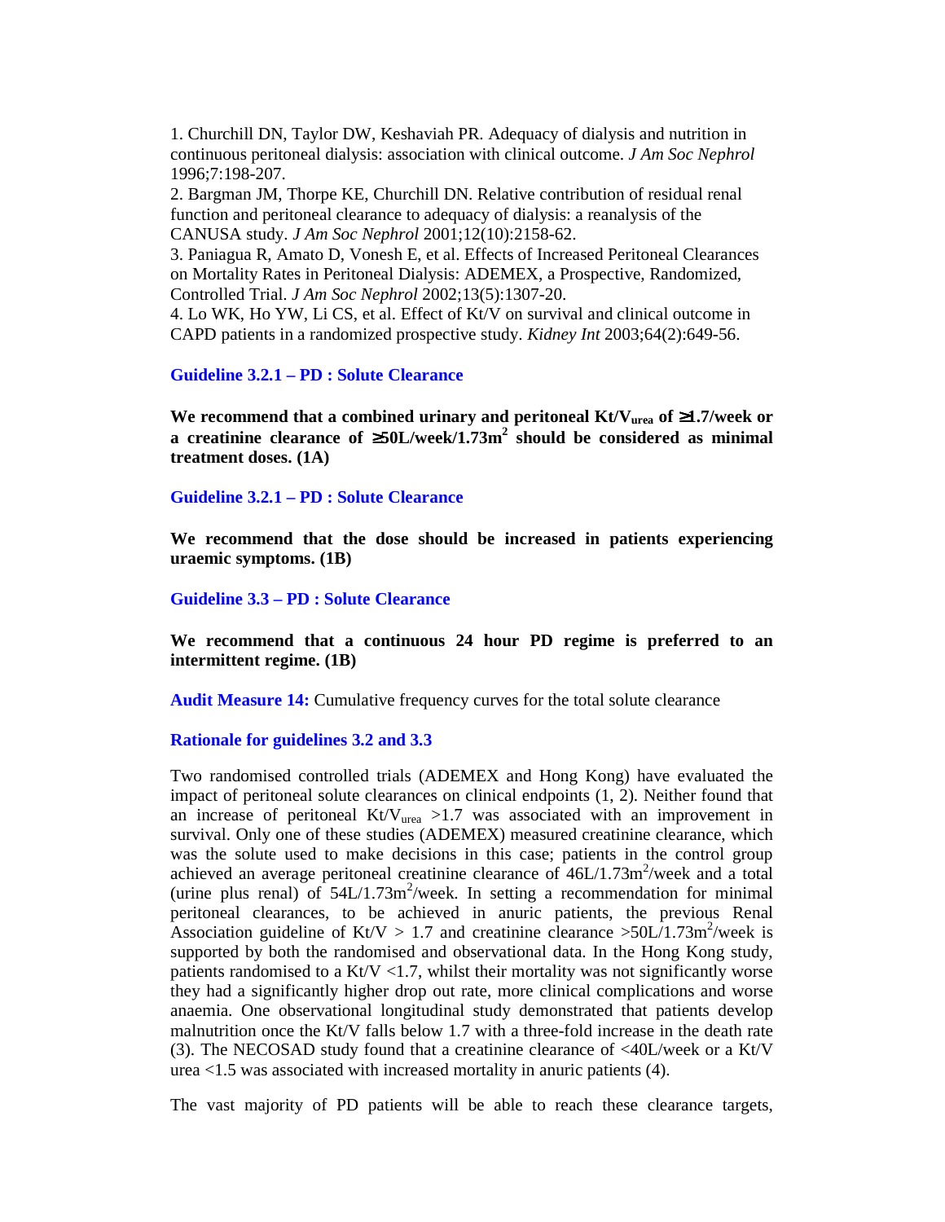1. Churchill DN, Taylor DW, Keshaviah PR. Adequacy of dialysis and nutrition in continuous peritoneal dialysis: association with clinical outcome. *J Am Soc Nephrol* 1996;7:198-207.
2. Bargman JM, Thorpe KE, Churchill DN. Relative contribution of residual renal function and peritoneal clearance to adequacy of dialysis: a reanalysis of the CANUSA study. *J Am Soc Nephrol* 2001;12(10):2158-62.
3. Paniagua R, Amato D, Vonesh E, et al. Effects of Increased Peritoneal Clearances on Mortality Rates in Peritoneal Dialysis: ADEMEX, a Prospective, Randomized, Controlled Trial. *J Am Soc Nephrol* 2002;13(5):1307-20.
4. Lo WK, Ho YW, Li CS, et al. Effect of Kt/V on survival and clinical outcome in CAPD patients in a randomized prospective study. *Kidney Int* 2003;64(2):649-56.

### Guideline 3.2.1 – PD : Solute Clearance

**We recommend that a combined urinary and peritoneal $Kt/V_{urea}$ of ≥1.7/week or a creatinine clearance of ≥50L/week/1.73m$^2$ should be considered as minimal treatment doses. (1A)**

### Guideline 3.2.1 – PD : Solute Clearance

**We recommend that the dose should be increased in patients experiencing uraemic symptoms. (1B)**

### Guideline 3.3 – PD : Solute Clearance

**We recommend that a continuous 24 hour PD regime is preferred to an intermittent regime. (1B)**

**Audit Measure 14:** Cumulative frequency curves for the total solute clearance

### Rationale for guidelines 3.2 and 3.3

Two randomised controlled trials (ADEMEX and Hong Kong) have evaluated the impact of peritoneal solute clearances on clinical endpoints (1, 2). Neither found that an increase of peritoneal $Kt/V_{urea}$ >1.7 was associated with an improvement in survival. Only one of these studies (ADEMEX) measured creatinine clearance, which was the solute used to make decisions in this case; patients in the control group achieved an average peritoneal creatinine clearance of 46L/1.73m$^2$/week and a total (urine plus renal) of 54L/1.73m$^2$/week. In setting a recommendation for minimal peritoneal clearances, to be achieved in anuric patients, the previous Renal Association guideline of Kt/V > 1.7 and creatinine clearance >50L/1.73m$^2$/week is supported by both the randomised and observational data. In the Hong Kong study, patients randomised to a Kt/V <1.7, whilst their mortality was not significantly worse they had a significantly higher drop out rate, more clinical complications and worse anaemia. One observational longitudinal study demonstrated that patients develop malnutrition once the Kt/V falls below 1.7 with a three-fold increase in the death rate (3). The NECOSAD study found that a creatinine clearance of <40L/week or a Kt/V urea <1.5 was associated with increased mortality in anuric patients (4).

The vast majority of PD patients will be able to reach these clearance targets,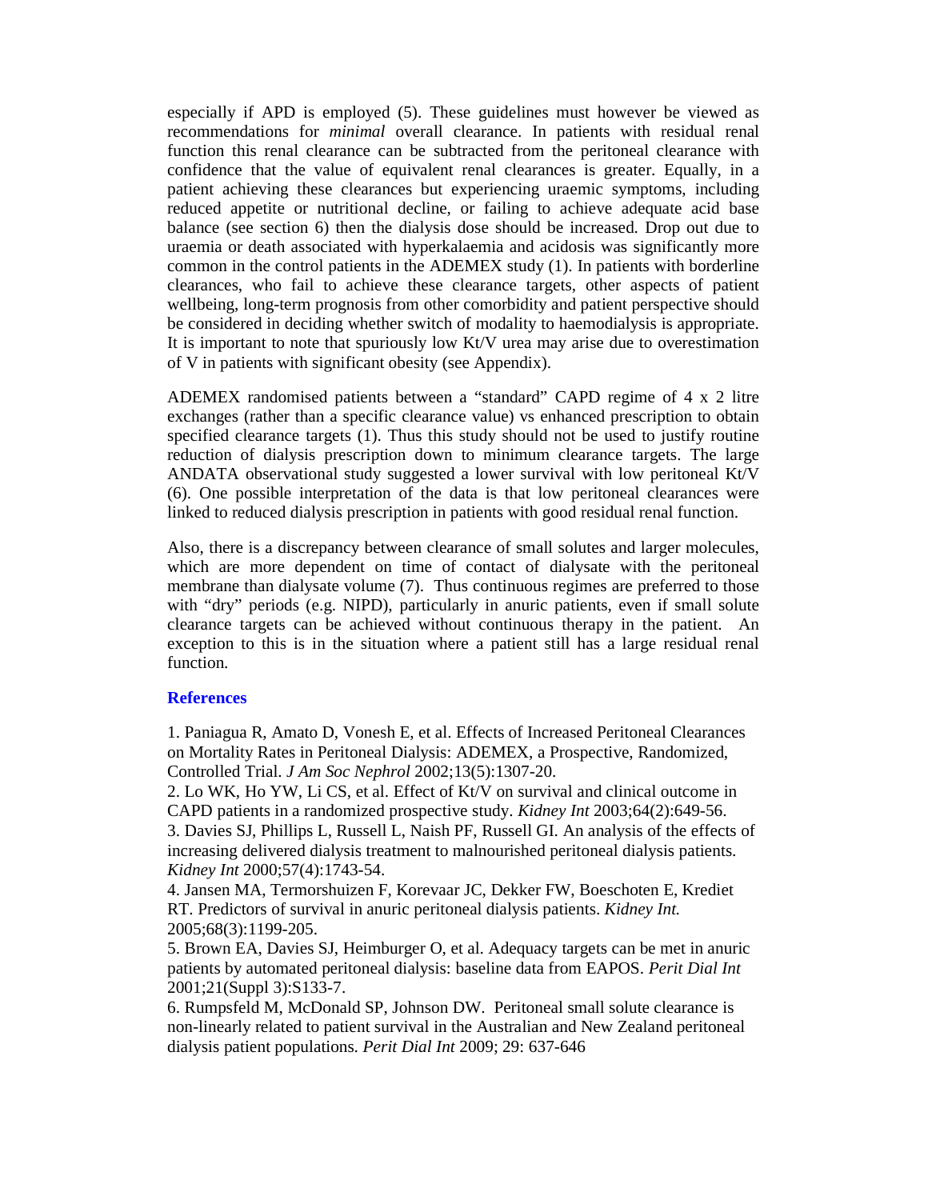especially if APD is employed (5). These guidelines must however be viewed as recommendations for *minimal* overall clearance. In patients with residual renal function this renal clearance can be subtracted from the peritoneal clearance with confidence that the value of equivalent renal clearances is greater. Equally, in a patient achieving these clearances but experiencing uraemic symptoms, including reduced appetite or nutritional decline, or failing to achieve adequate acid base balance (see section 6) then the dialysis dose should be increased. Drop out due to uraemia or death associated with hyperkalaemia and acidosis was significantly more common in the control patients in the ADEMEX study (1). In patients with borderline clearances, who fail to achieve these clearance targets, other aspects of patient wellbeing, long-term prognosis from other comorbidity and patient perspective should be considered in deciding whether switch of modality to haemodialysis is appropriate. It is important to note that spuriously low Kt/V urea may arise due to overestimation of V in patients with significant obesity (see Appendix).

ADEMEX randomised patients between a "standard" CAPD regime of 4 x 2 litre exchanges (rather than a specific clearance value) vs enhanced prescription to obtain specified clearance targets (1). Thus this study should not be used to justify routine reduction of dialysis prescription down to minimum clearance targets. The large ANDATA observational study suggested a lower survival with low peritoneal Kt/V (6). One possible interpretation of the data is that low peritoneal clearances were linked to reduced dialysis prescription in patients with good residual renal function.

Also, there is a discrepancy between clearance of small solutes and larger molecules, which are more dependent on time of contact of dialysate with the peritoneal membrane than dialysate volume (7). Thus continuous regimes are preferred to those with "dry" periods (e.g. NIPD), particularly in anuric patients, even if small solute clearance targets can be achieved without continuous therapy in the patient. An exception to this is in the situation where a patient still has a large residual renal function.

## References

1. Paniagua R, Amato D, Vonesh E, et al. Effects of Increased Peritoneal Clearances on Mortality Rates in Peritoneal Dialysis: ADEMEX, a Prospective, Randomized, Controlled Trial. *J Am Soc Nephrol* 2002;13(5):1307-20.
2. Lo WK, Ho YW, Li CS, et al. Effect of Kt/V on survival and clinical outcome in CAPD patients in a randomized prospective study. *Kidney Int* 2003;64(2):649-56.
3. Davies SJ, Phillips L, Russell L, Naish PF, Russell GI. An analysis of the effects of increasing delivered dialysis treatment to malnourished peritoneal dialysis patients. *Kidney Int* 2000;57(4):1743-54.
4. Jansen MA, Termorshuizen F, Korevaar JC, Dekker FW, Boeschoten E, Krediet RT. Predictors of survival in anuric peritoneal dialysis patients. *Kidney Int.* 2005;68(3):1199-205.
5. Brown EA, Davies SJ, Heimburger O, et al. Adequacy targets can be met in anuric patients by automated peritoneal dialysis: baseline data from EAPOS. *Perit Dial Int* 2001;21(Suppl 3):S133-7.
6. Rumpsfeld M, McDonald SP, Johnson DW. Peritoneal small solute clearance is non-linearly related to patient survival in the Australian and New Zealand peritoneal dialysis patient populations. *Perit Dial Int* 2009; 29: 637-646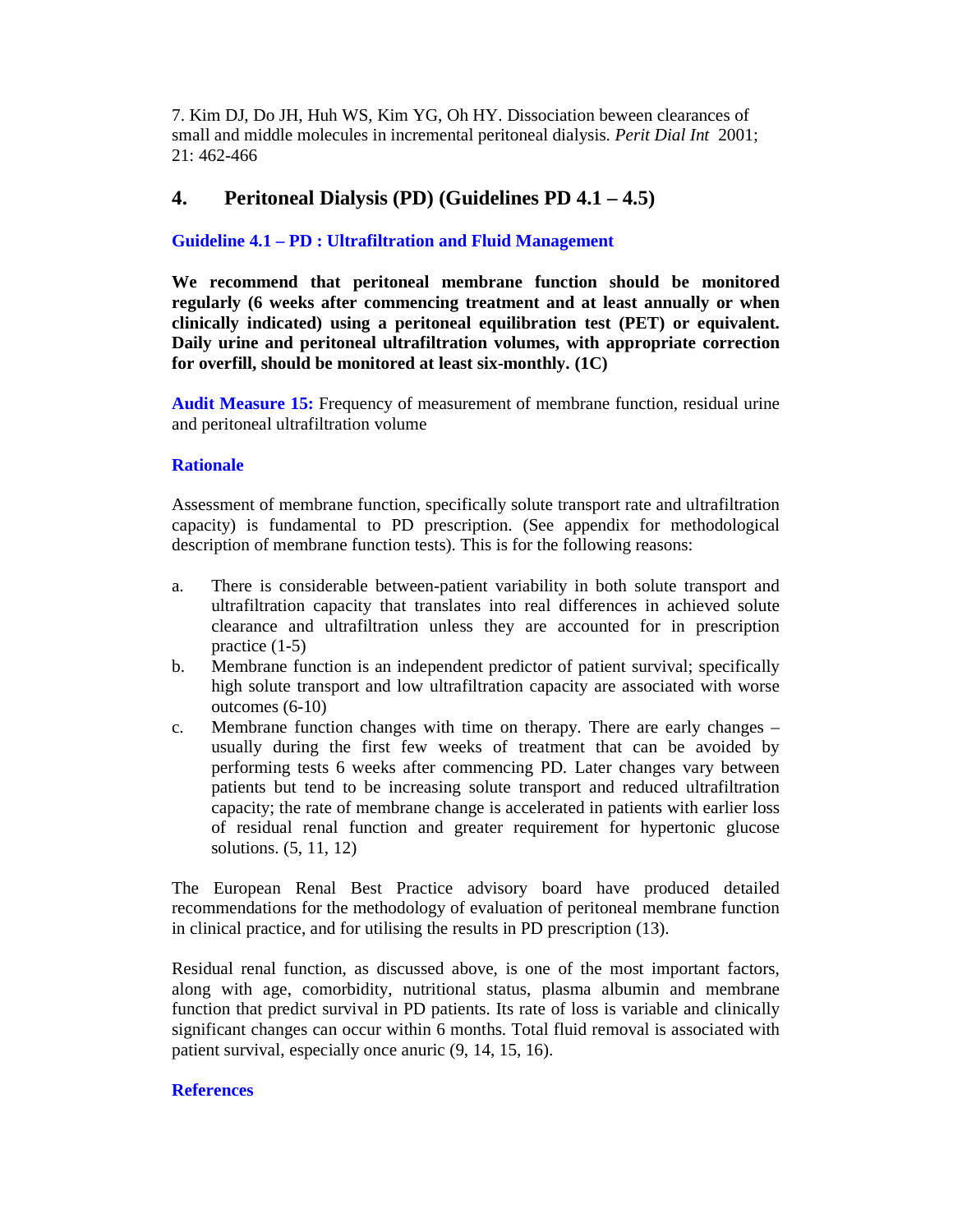7. Kim DJ, Do JH, Huh WS, Kim YG, Oh HY. Dissociation beween clearances of small and middle molecules in incremental peritoneal dialysis. *Perit Dial Int* 2001; 21: 462-466

## 4. Peritoneal Dialysis (PD) (Guidelines PD 4.1 – 4.5)

### Guideline 4.1 – PD : Ultrafiltration and Fluid Management

**We recommend that peritoneal membrane function should be monitored regularly (6 weeks after commencing treatment and at least annually or when clinically indicated) using a peritoneal equilibration test (PET) or equivalent. Daily urine and peritoneal ultrafiltration volumes, with appropriate correction for overfill, should be monitored at least six-monthly. (1C)**

**Audit Measure 15:** Frequency of measurement of membrane function, residual urine and peritoneal ultrafiltration volume

### Rationale

Assessment of membrane function, specifically solute transport rate and ultrafiltration capacity) is fundamental to PD prescription. (See appendix for methodological description of membrane function tests). This is for the following reasons:

a. There is considerable between-patient variability in both solute transport and ultrafiltration capacity that translates into real differences in achieved solute clearance and ultrafiltration unless they are accounted for in prescription practice (1-5)
b. Membrane function is an independent predictor of patient survival; specifically high solute transport and low ultrafiltration capacity are associated with worse outcomes (6-10)
c. Membrane function changes with time on therapy. There are early changes – usually during the first few weeks of treatment that can be avoided by performing tests 6 weeks after commencing PD. Later changes vary between patients but tend to be increasing solute transport and reduced ultrafiltration capacity; the rate of membrane change is accelerated in patients with earlier loss of residual renal function and greater requirement for hypertonic glucose solutions. (5, 11, 12)

The European Renal Best Practice advisory board have produced detailed recommendations for the methodology of evaluation of peritoneal membrane function in clinical practice, and for utilising the results in PD prescription (13).

Residual renal function, as discussed above, is one of the most important factors, along with age, comorbidity, nutritional status, plasma albumin and membrane function that predict survival in PD patients. Its rate of loss is variable and clinically significant changes can occur within 6 months. Total fluid removal is associated with patient survival, especially once anuric (9, 14, 15, 16).

### References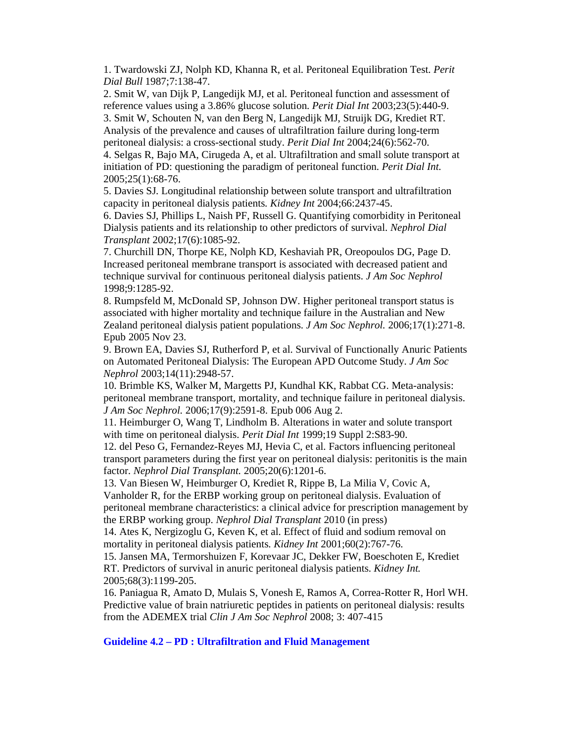1. Twardowski ZJ, Nolph KD, Khanna R, et al. Peritoneal Equilibration Test. *Perit Dial Bull* 1987;7:138-47.
2. Smit W, van Dijk P, Langedijk MJ, et al. Peritoneal function and assessment of reference values using a 3.86% glucose solution. *Perit Dial Int* 2003;23(5):440-9.
3. Smit W, Schouten N, van den Berg N, Langedijk MJ, Struijk DG, Krediet RT. Analysis of the prevalence and causes of ultrafiltration failure during long-term peritoneal dialysis: a cross-sectional study. *Perit Dial Int* 2004;24(6):562-70.
4. Selgas R, Bajo MA, Cirugeda A, et al. Ultrafiltration and small solute transport at initiation of PD: questioning the paradigm of peritoneal function. *Perit Dial Int.* 2005;25(1):68-76.
5. Davies SJ. Longitudinal relationship between solute transport and ultrafiltration capacity in peritoneal dialysis patients. *Kidney Int* 2004;66:2437-45.
6. Davies SJ, Phillips L, Naish PF, Russell G. Quantifying comorbidity in Peritoneal Dialysis patients and its relationship to other predictors of survival. *Nephrol Dial Transplant* 2002;17(6):1085-92.
7. Churchill DN, Thorpe KE, Nolph KD, Keshaviah PR, Oreopoulos DG, Page D. Increased peritoneal membrane transport is associated with decreased patient and technique survival for continuous peritoneal dialysis patients. *J Am Soc Nephrol* 1998;9:1285-92.
8. Rumpsfeld M, McDonald SP, Johnson DW. Higher peritoneal transport status is associated with higher mortality and technique failure in the Australian and New Zealand peritoneal dialysis patient populations. *J Am Soc Nephrol.* 2006;17(1):271-8. Epub 2005 Nov 23.
9. Brown EA, Davies SJ, Rutherford P, et al. Survival of Functionally Anuric Patients on Automated Peritoneal Dialysis: The European APD Outcome Study. *J Am Soc Nephrol* 2003;14(11):2948-57.
10. Brimble KS, Walker M, Margetts PJ, Kundhal KK, Rabbat CG. Meta-analysis: peritoneal membrane transport, mortality, and technique failure in peritoneal dialysis. *J Am Soc Nephrol.* 2006;17(9):2591-8. Epub 006 Aug 2.
11. Heimburger O, Wang T, Lindholm B. Alterations in water and solute transport with time on peritoneal dialysis. *Perit Dial Int* 1999;19 Suppl 2:S83-90.
12. del Peso G, Fernandez-Reyes MJ, Hevia C, et al. Factors influencing peritoneal transport parameters during the first year on peritoneal dialysis: peritonitis is the main factor. *Nephrol Dial Transplant.* 2005;20(6):1201-6.
13. Van Biesen W, Heimburger O, Krediet R, Rippe B, La Milia V, Covic A, Vanholder R, for the ERBP working group on peritoneal dialysis. Evaluation of peritoneal membrane characteristics: a clinical advice for prescription management by the ERBP working group. *Nephrol Dial Transplant* 2010 (in press)
14. Ates K, Nergizoglu G, Keven K, et al. Effect of fluid and sodium removal on mortality in peritoneal dialysis patients. *Kidney Int* 2001;60(2):767-76.
15. Jansen MA, Termorshuizen F, Korevaar JC, Dekker FW, Boeschoten E, Krediet RT. Predictors of survival in anuric peritoneal dialysis patients. *Kidney Int.* 2005;68(3):1199-205.
16. Paniagua R, Amato D, Mulais S, Vonesh E, Ramos A, Correa-Rotter R, Horl WH. Predictive value of brain natriuretic peptides in patients on peritoneal dialysis: results from the ADEMEX trial *Clin J Am Soc Nephrol* 2008; 3: 407-415

## Guideline 4.2 – PD : Ultrafiltration and Fluid Management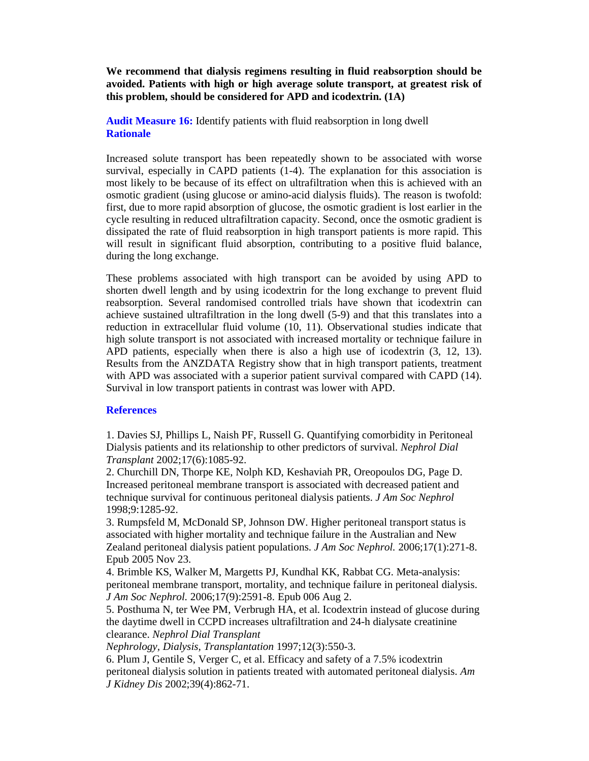**We recommend that dialysis regimens resulting in fluid reabsorption should be avoided. Patients with high or high average solute transport, at greatest risk of this problem, should be considered for APD and icodextrin. (1A)**

**Audit Measure 16:** Identify patients with fluid reabsorption in long dwell

**Rationale**

Increased solute transport has been repeatedly shown to be associated with worse survival, especially in CAPD patients (1-4). The explanation for this association is most likely to be because of its effect on ultrafiltration when this is achieved with an osmotic gradient (using glucose or amino-acid dialysis fluids). The reason is twofold: first, due to more rapid absorption of glucose, the osmotic gradient is lost earlier in the cycle resulting in reduced ultrafiltration capacity. Second, once the osmotic gradient is dissipated the rate of fluid reabsorption in high transport patients is more rapid. This will result in significant fluid absorption, contributing to a positive fluid balance, during the long exchange.

These problems associated with high transport can be avoided by using APD to shorten dwell length and by using icodextrin for the long exchange to prevent fluid reabsorption. Several randomised controlled trials have shown that icodextrin can achieve sustained ultrafiltration in the long dwell (5-9) and that this translates into a reduction in extracellular fluid volume (10, 11). Observational studies indicate that high solute transport is not associated with increased mortality or technique failure in APD patients, especially when there is also a high use of icodextrin (3, 12, 13). Results from the ANZDATA Registry show that in high transport patients, treatment with APD was associated with a superior patient survival compared with CAPD (14). Survival in low transport patients in contrast was lower with APD.

**References**

1. Davies SJ, Phillips L, Naish PF, Russell G. Quantifying comorbidity in Peritoneal Dialysis patients and its relationship to other predictors of survival. *Nephrol Dial Transplant* 2002;17(6):1085-92.
2. Churchill DN, Thorpe KE, Nolph KD, Keshaviah PR, Oreopoulos DG, Page D. Increased peritoneal membrane transport is associated with decreased patient and technique survival for continuous peritoneal dialysis patients. *J Am Soc Nephrol* 1998;9:1285-92.
3. Rumpsfeld M, McDonald SP, Johnson DW. Higher peritoneal transport status is associated with higher mortality and technique failure in the Australian and New Zealand peritoneal dialysis patient populations. *J Am Soc Nephrol.* 2006;17(1):271-8. Epub 2005 Nov 23.
4. Brimble KS, Walker M, Margetts PJ, Kundhal KK, Rabbat CG. Meta-analysis: peritoneal membrane transport, mortality, and technique failure in peritoneal dialysis. *J Am Soc Nephrol.* 2006;17(9):2591-8. Epub 006 Aug 2.
5. Posthuma N, ter Wee PM, Verbrugh HA, et al. Icodextrin instead of glucose during the daytime dwell in CCPD increases ultrafiltration and 24-h dialysate creatinine clearance. *Nephrol Dial Transplant Nephrology, Dialysis, Transplantation* 1997;12(3):550-3.
6. Plum J, Gentile S, Verger C, et al. Efficacy and safety of a 7.5% icodextrin peritoneal dialysis solution in patients treated with automated peritoneal dialysis. *Am J Kidney Dis* 2002;39(4):862-71.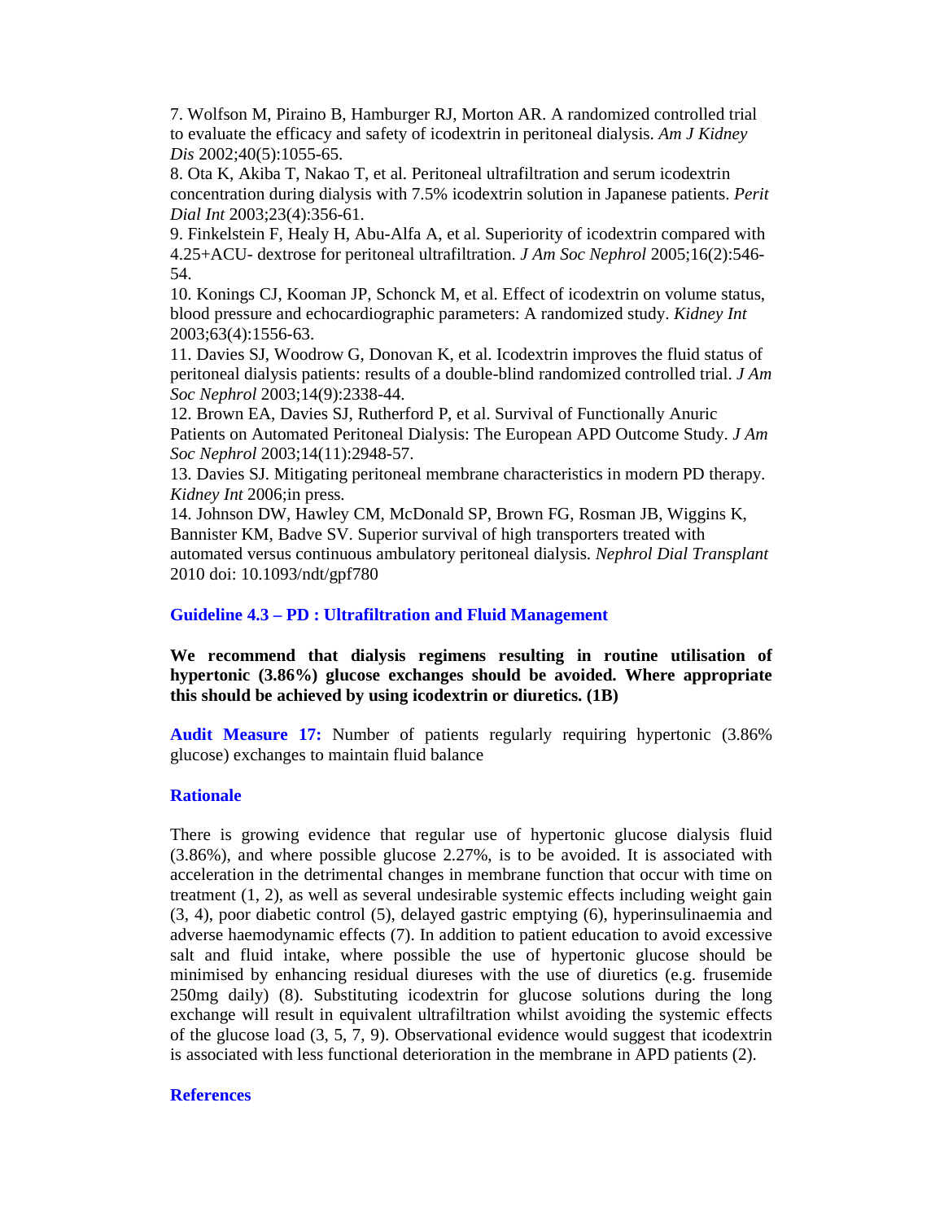7. Wolfson M, Piraino B, Hamburger RJ, Morton AR. A randomized controlled trial to evaluate the efficacy and safety of icodextrin in peritoneal dialysis. *Am J Kidney Dis* 2002;40(5):1055-65.

8. Ota K, Akiba T, Nakao T, et al. Peritoneal ultrafiltration and serum icodextrin concentration during dialysis with 7.5% icodextrin solution in Japanese patients. *Perit Dial Int* 2003;23(4):356-61.

9. Finkelstein F, Healy H, Abu-Alfa A, et al. Superiority of icodextrin compared with 4.25+ACU- dextrose for peritoneal ultrafiltration. *J Am Soc Nephrol* 2005;16(2):546-54.

10. Konings CJ, Kooman JP, Schonck M, et al. Effect of icodextrin on volume status, blood pressure and echocardiographic parameters: A randomized study. *Kidney Int* 2003;63(4):1556-63.

11. Davies SJ, Woodrow G, Donovan K, et al. Icodextrin improves the fluid status of peritoneal dialysis patients: results of a double-blind randomized controlled trial. *J Am Soc Nephrol* 2003;14(9):2338-44.

12. Brown EA, Davies SJ, Rutherford P, et al. Survival of Functionally Anuric Patients on Automated Peritoneal Dialysis: The European APD Outcome Study. *J Am Soc Nephrol* 2003;14(11):2948-57.

13. Davies SJ. Mitigating peritoneal membrane characteristics in modern PD therapy. *Kidney Int* 2006;in press.

14. Johnson DW, Hawley CM, McDonald SP, Brown FG, Rosman JB, Wiggins K, Bannister KM, Badve SV. Superior survival of high transporters treated with automated versus continuous ambulatory peritoneal dialysis. *Nephrol Dial Transplant* 2010 doi: 10.1093/ndt/gpf780

## Guideline 4.3 – PD : Ultrafiltration and Fluid Management

**We recommend that dialysis regimens resulting in routine utilisation of hypertonic (3.86%) glucose exchanges should be avoided. Where appropriate this should be achieved by using icodextrin or diuretics. (1B)**

**Audit Measure 17:** Number of patients regularly requiring hypertonic (3.86% glucose) exchanges to maintain fluid balance

### Rationale

There is growing evidence that regular use of hypertonic glucose dialysis fluid (3.86%), and where possible glucose 2.27%, is to be avoided. It is associated with acceleration in the detrimental changes in membrane function that occur with time on treatment (1, 2), as well as several undesirable systemic effects including weight gain (3, 4), poor diabetic control (5), delayed gastric emptying (6), hyperinsulinaemia and adverse haemodynamic effects (7). In addition to patient education to avoid excessive salt and fluid intake, where possible the use of hypertonic glucose should be minimised by enhancing residual diureses with the use of diuretics (e.g. frusemide 250mg daily) (8). Substituting icodextrin for glucose solutions during the long exchange will result in equivalent ultrafiltration whilst avoiding the systemic effects of the glucose load (3, 5, 7, 9). Observational evidence would suggest that icodextrin is associated with less functional deterioration in the membrane in APD patients (2).

### References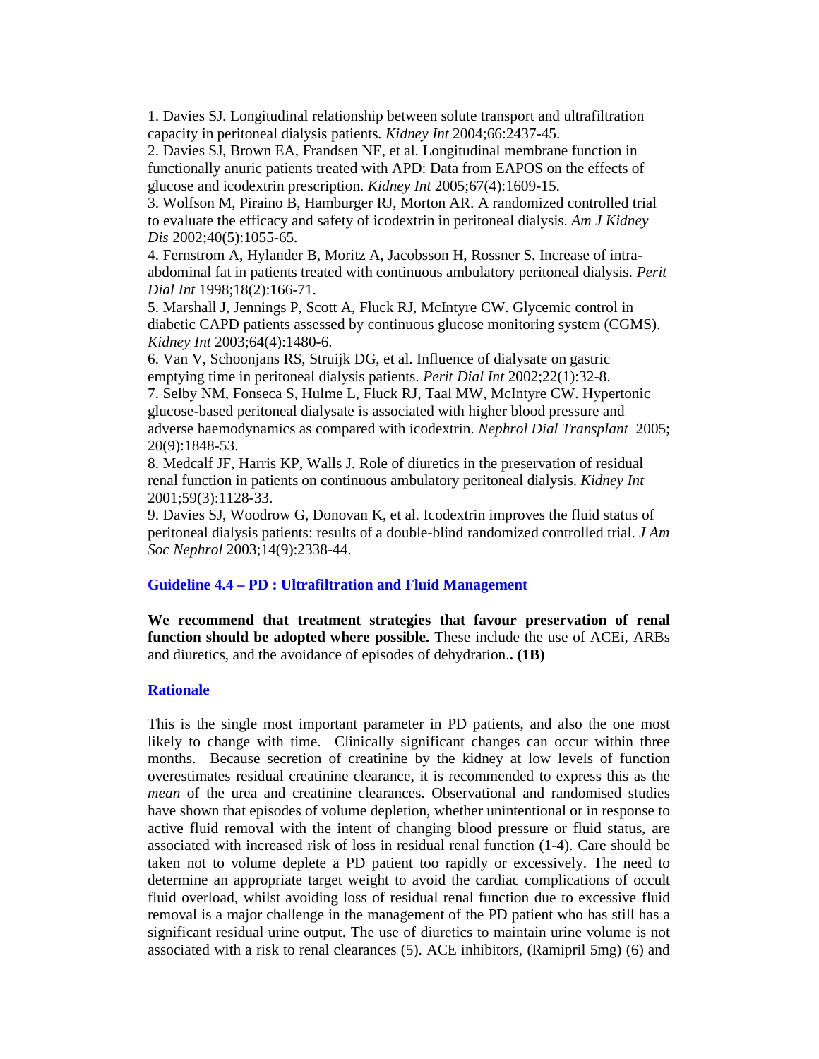1. Davies SJ. Longitudinal relationship between solute transport and ultrafiltration capacity in peritoneal dialysis patients. *Kidney Int* 2004;66:2437-45.
2. Davies SJ, Brown EA, Frandsen NE, et al. Longitudinal membrane function in functionally anuric patients treated with APD: Data from EAPOS on the effects of glucose and icodextrin prescription. *Kidney Int* 2005;67(4):1609-15.
3. Wolfson M, Piraino B, Hamburger RJ, Morton AR. A randomized controlled trial to evaluate the efficacy and safety of icodextrin in peritoneal dialysis. *Am J Kidney Dis* 2002;40(5):1055-65.
4. Fernstrom A, Hylander B, Moritz A, Jacobsson H, Rossner S. Increase of intra-abdominal fat in patients treated with continuous ambulatory peritoneal dialysis. *Perit Dial Int* 1998;18(2):166-71.
5. Marshall J, Jennings P, Scott A, Fluck RJ, McIntyre CW. Glycemic control in diabetic CAPD patients assessed by continuous glucose monitoring system (CGMS). *Kidney Int* 2003;64(4):1480-6.
6. Van V, Schoonjans RS, Struijk DG, et al. Influence of dialysate on gastric emptying time in peritoneal dialysis patients. *Perit Dial Int* 2002;22(1):32-8.
7. Selby NM, Fonseca S, Hulme L, Fluck RJ, Taal MW, McIntyre CW. Hypertonic glucose-based peritoneal dialysate is associated with higher blood pressure and adverse haemodynamics as compared with icodextrin. *Nephrol Dial Transplant* 2005; 20(9):1848-53.
8. Medcalf JF, Harris KP, Walls J. Role of diuretics in the preservation of residual renal function in patients on continuous ambulatory peritoneal dialysis. *Kidney Int* 2001;59(3):1128-33.
9. Davies SJ, Woodrow G, Donovan K, et al. Icodextrin improves the fluid status of peritoneal dialysis patients: results of a double-blind randomized controlled trial. *J Am Soc Nephrol* 2003;14(9):2338-44.

## Guideline 4.4 – PD : Ultrafiltration and Fluid Management

**We recommend that treatment strategies that favour preservation of renal function should be adopted where possible.** These include the use of ACEi, ARBs and diuretics, and the avoidance of episodes of dehydration**.. (1B)**

### Rationale

This is the single most important parameter in PD patients, and also the one most likely to change with time. Clinically significant changes can occur within three months. Because secretion of creatinine by the kidney at low levels of function overestimates residual creatinine clearance, it is recommended to express this as the *mean* of the urea and creatinine clearances. Observational and randomised studies have shown that episodes of volume depletion, whether unintentional or in response to active fluid removal with the intent of changing blood pressure or fluid status, are associated with increased risk of loss in residual renal function (1-4). Care should be taken not to volume deplete a PD patient too rapidly or excessively. The need to determine an appropriate target weight to avoid the cardiac complications of occult fluid overload, whilst avoiding loss of residual renal function due to excessive fluid removal is a major challenge in the management of the PD patient who has still has a significant residual urine output. The use of diuretics to maintain urine volume is not associated with a risk to renal clearances (5). ACE inhibitors, (Ramipril 5mg) (6) and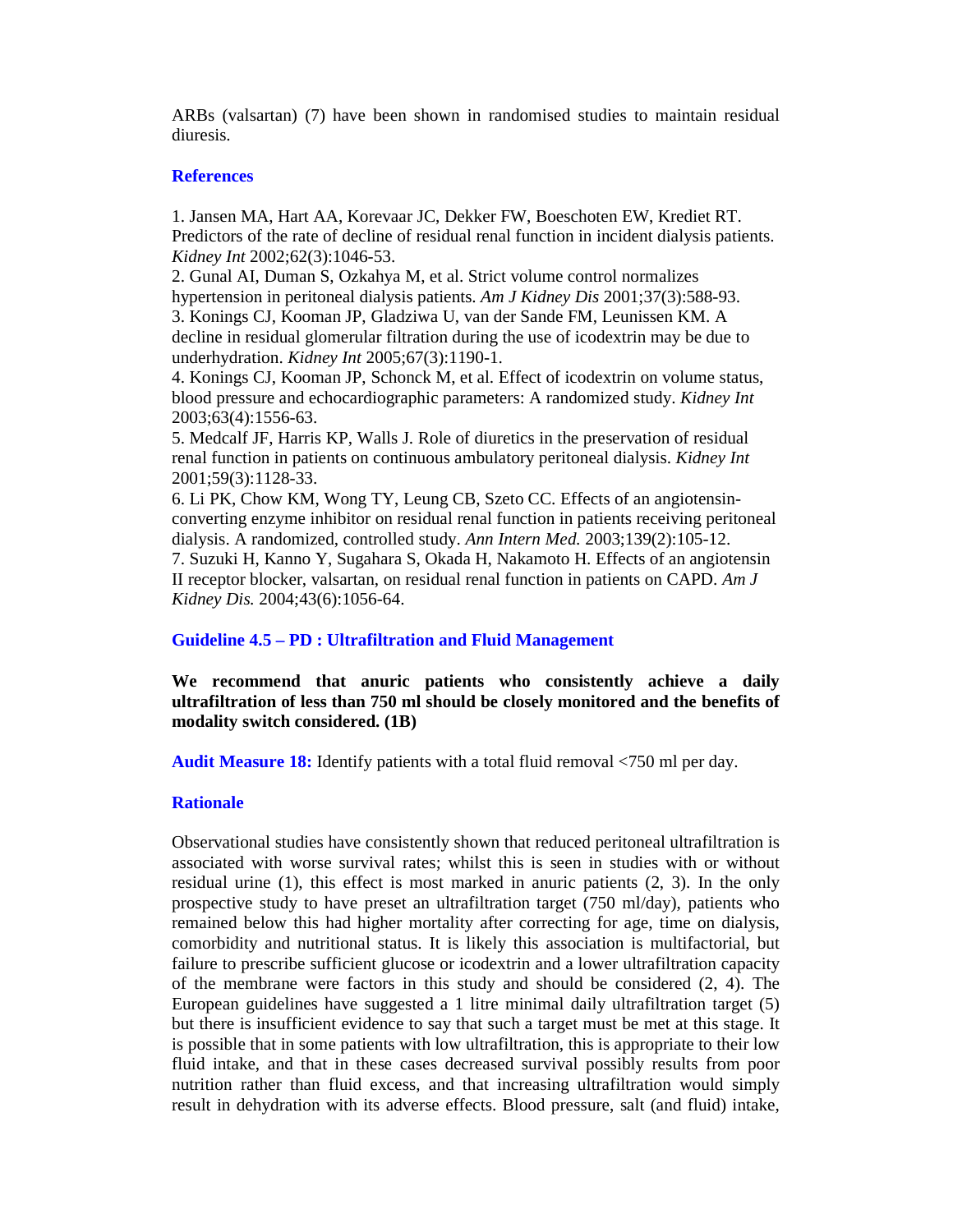ARBs (valsartan) (7) have been shown in randomised studies to maintain residual diuresis.

### References

1. Jansen MA, Hart AA, Korevaar JC, Dekker FW, Boeschoten EW, Krediet RT. Predictors of the rate of decline of residual renal function in incident dialysis patients. *Kidney Int* 2002;62(3):1046-53.
2. Gunal AI, Duman S, Ozkahya M, et al. Strict volume control normalizes hypertension in peritoneal dialysis patients. *Am J Kidney Dis* 2001;37(3):588-93.
3. Konings CJ, Kooman JP, Gladziwa U, van der Sande FM, Leunissen KM. A decline in residual glomerular filtration during the use of icodextrin may be due to underhydration. *Kidney Int* 2005;67(3):1190-1.
4. Konings CJ, Kooman JP, Schonck M, et al. Effect of icodextrin on volume status, blood pressure and echocardiographic parameters: A randomized study. *Kidney Int* 2003;63(4):1556-63.
5. Medcalf JF, Harris KP, Walls J. Role of diuretics in the preservation of residual renal function in patients on continuous ambulatory peritoneal dialysis. *Kidney Int* 2001;59(3):1128-33.
6. Li PK, Chow KM, Wong TY, Leung CB, Szeto CC. Effects of an angiotensin-converting enzyme inhibitor on residual renal function in patients receiving peritoneal dialysis. A randomized, controlled study. *Ann Intern Med.* 2003;139(2):105-12.
7. Suzuki H, Kanno Y, Sugahara S, Okada H, Nakamoto H. Effects of an angiotensin II receptor blocker, valsartan, on residual renal function in patients on CAPD. *Am J Kidney Dis.* 2004;43(6):1056-64.

## Guideline 4.5 – PD : Ultrafiltration and Fluid Management

**We recommend that anuric patients who consistently achieve a daily ultrafiltration of less than 750 ml should be closely monitored and the benefits of modality switch considered. (1B)**

**Audit Measure 18:** Identify patients with a total fluid removal <750 ml per day.

### Rationale

Observational studies have consistently shown that reduced peritoneal ultrafiltration is associated with worse survival rates; whilst this is seen in studies with or without residual urine (1), this effect is most marked in anuric patients (2, 3). In the only prospective study to have preset an ultrafiltration target (750 ml/day), patients who remained below this had higher mortality after correcting for age, time on dialysis, comorbidity and nutritional status. It is likely this association is multifactorial, but failure to prescribe sufficient glucose or icodextrin and a lower ultrafiltration capacity of the membrane were factors in this study and should be considered (2, 4). The European guidelines have suggested a 1 litre minimal daily ultrafiltration target (5) but there is insufficient evidence to say that such a target must be met at this stage. It is possible that in some patients with low ultrafiltration, this is appropriate to their low fluid intake, and that in these cases decreased survival possibly results from poor nutrition rather than fluid excess, and that increasing ultrafiltration would simply result in dehydration with its adverse effects. Blood pressure, salt (and fluid) intake,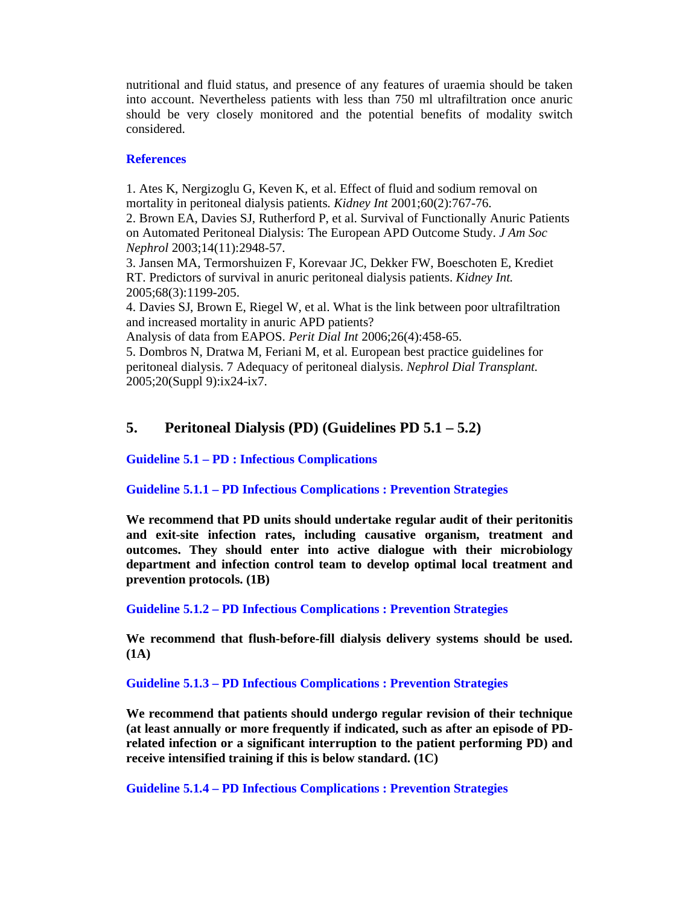nutritional and fluid status, and presence of any features of uraemia should be taken into account. Nevertheless patients with less than 750 ml ultrafiltration once anuric should be very closely monitored and the potential benefits of modality switch considered.

### References

1. Ates K, Nergizoglu G, Keven K, et al. Effect of fluid and sodium removal on mortality in peritoneal dialysis patients. *Kidney Int* 2001;60(2):767-76.
2. Brown EA, Davies SJ, Rutherford P, et al. Survival of Functionally Anuric Patients on Automated Peritoneal Dialysis: The European APD Outcome Study. *J Am Soc Nephrol* 2003;14(11):2948-57.
3. Jansen MA, Termorshuizen F, Korevaar JC, Dekker FW, Boeschoten E, Krediet RT. Predictors of survival in anuric peritoneal dialysis patients. *Kidney Int.* 2005;68(3):1199-205.
4. Davies SJ, Brown E, Riegel W, et al. What is the link between poor ultrafiltration and increased mortality in anuric APD patients? Analysis of data from EAPOS. *Perit Dial Int* 2006;26(4):458-65.
5. Dombros N, Dratwa M, Feriani M, et al. European best practice guidelines for peritoneal dialysis. 7 Adequacy of peritoneal dialysis. *Nephrol Dial Transplant.* 2005;20(Suppl 9):ix24-ix7.

## 5. Peritoneal Dialysis (PD) (Guidelines PD 5.1 – 5.2)

### Guideline 5.1 – PD : Infectious Complications

### Guideline 5.1.1 – PD Infectious Complications : Prevention Strategies

**We recommend that PD units should undertake regular audit of their peritonitis and exit-site infection rates, including causative organism, treatment and outcomes. They should enter into active dialogue with their microbiology department and infection control team to develop optimal local treatment and prevention protocols. (1B)**

### Guideline 5.1.2 – PD Infectious Complications : Prevention Strategies

**We recommend that flush-before-fill dialysis delivery systems should be used. (1A)**

### Guideline 5.1.3 – PD Infectious Complications : Prevention Strategies

**We recommend that patients should undergo regular revision of their technique (at least annually or more frequently if indicated, such as after an episode of PD-related infection or a significant interruption to the patient performing PD) and receive intensified training if this is below standard. (1C)**

### Guideline 5.1.4 – PD Infectious Complications : Prevention Strategies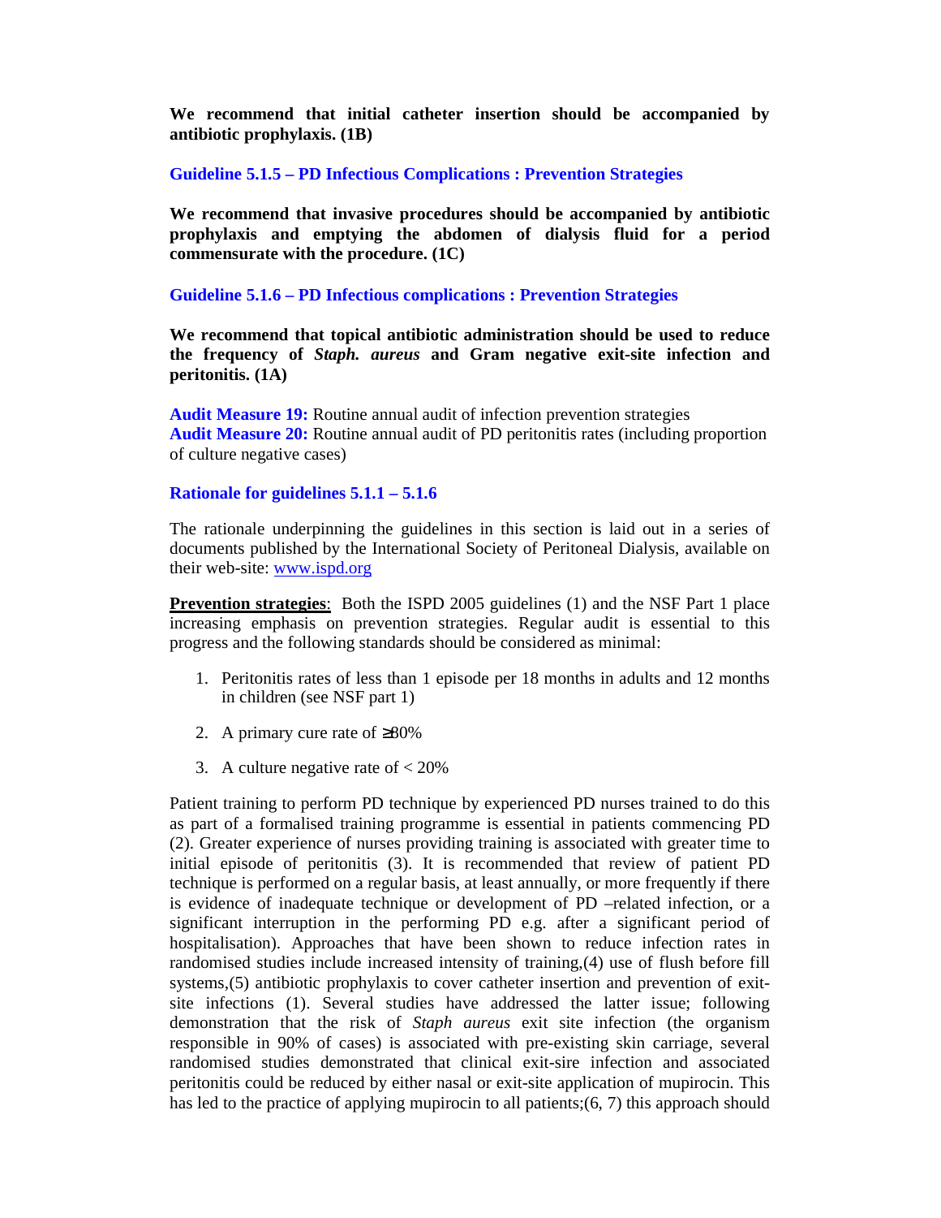**We recommend that initial catheter insertion should be accompanied by antibiotic prophylaxis. (1B)**

### Guideline 5.1.5 – PD Infectious Complications : Prevention Strategies

**We recommend that invasive procedures should be accompanied by antibiotic prophylaxis and emptying the abdomen of dialysis fluid for a period commensurate with the procedure. (1C)**

### Guideline 5.1.6 – PD Infectious complications : Prevention Strategies

**We recommend that topical antibiotic administration should be used to reduce the frequency of *Staph. aureus* and Gram negative exit-site infection and peritonitis. (1A)**

**Audit Measure 19:** Routine annual audit of infection prevention strategies
**Audit Measure 20:** Routine annual audit of PD peritonitis rates (including proportion of culture negative cases)

### Rationale for guidelines 5.1.1 – 5.1.6

The rationale underpinning the guidelines in this section is laid out in a series of documents published by the International Society of Peritoneal Dialysis, available on their web-site: [www.ispd.org](www.ispd.org)

**<u>Prevention strategies</u>**: Both the ISPD 2005 guidelines (1) and the NSF Part 1 place increasing emphasis on prevention strategies. Regular audit is essential to this progress and the following standards should be considered as minimal:

1. Peritonitis rates of less than 1 episode per 18 months in adults and 12 months in children (see NSF part 1)
2. A primary cure rate of ≥80%
3. A culture negative rate of < 20%

Patient training to perform PD technique by experienced PD nurses trained to do this as part of a formalised training programme is essential in patients commencing PD (2). Greater experience of nurses providing training is associated with greater time to initial episode of peritonitis (3). It is recommended that review of patient PD technique is performed on a regular basis, at least annually, or more frequently if there is evidence of inadequate technique or development of PD –related infection, or a significant interruption in the performing PD e.g. after a significant period of hospitalisation). Approaches that have been shown to reduce infection rates in randomised studies include increased intensity of training,(4) use of flush before fill systems,(5) antibiotic prophylaxis to cover catheter insertion and prevention of exit-site infections (1). Several studies have addressed the latter issue; following demonstration that the risk of *Staph aureus* exit site infection (the organism responsible in 90% of cases) is associated with pre-existing skin carriage, several randomised studies demonstrated that clinical exit-sire infection and associated peritonitis could be reduced by either nasal or exit-site application of mupirocin. This has led to the practice of applying mupirocin to all patients;(6, 7) this approach should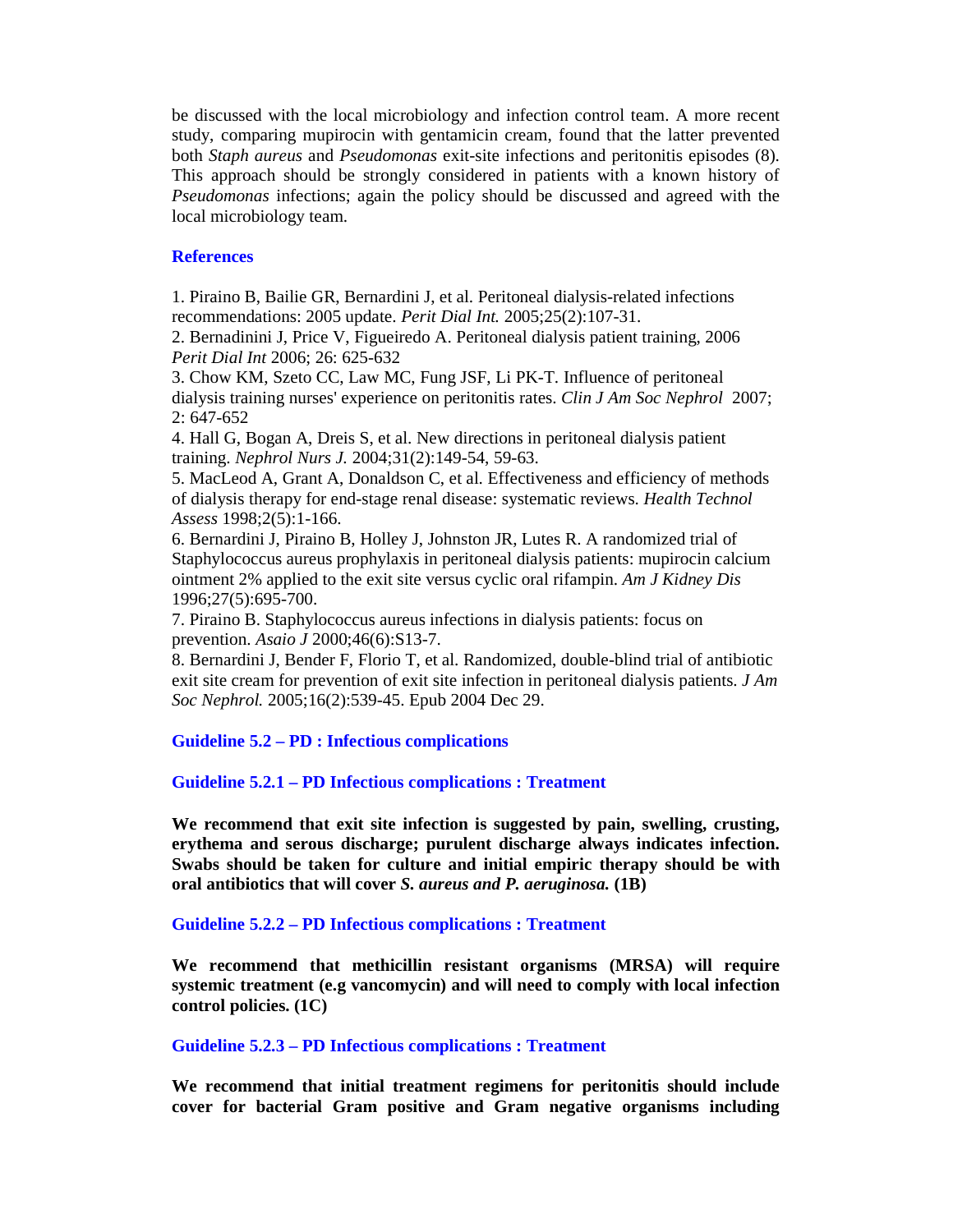be discussed with the local microbiology and infection control team. A more recent study, comparing mupirocin with gentamicin cream, found that the latter prevented both *Staph aureus* and *Pseudomonas* exit-site infections and peritonitis episodes (8). This approach should be strongly considered in patients with a known history of *Pseudomonas* infections; again the policy should be discussed and agreed with the local microbiology team.

### References

1. Piraino B, Bailie GR, Bernardini J, et al. Peritoneal dialysis-related infections recommendations: 2005 update. *Perit Dial Int.* 2005;25(2):107-31.
2. Bernadinini J, Price V, Figueiredo A. Peritoneal dialysis patient training, 2006 *Perit Dial Int* 2006; 26: 625-632
3. Chow KM, Szeto CC, Law MC, Fung JSF, Li PK-T. Influence of peritoneal dialysis training nurses' experience on peritonitis rates. *Clin J Am Soc Nephrol* 2007; 2: 647-652
4. Hall G, Bogan A, Dreis S, et al. New directions in peritoneal dialysis patient training. *Nephrol Nurs J.* 2004;31(2):149-54, 59-63.
5. MacLeod A, Grant A, Donaldson C, et al. Effectiveness and efficiency of methods of dialysis therapy for end-stage renal disease: systematic reviews. *Health Technol Assess* 1998;2(5):1-166.
6. Bernardini J, Piraino B, Holley J, Johnston JR, Lutes R. A randomized trial of Staphylococcus aureus prophylaxis in peritoneal dialysis patients: mupirocin calcium ointment 2% applied to the exit site versus cyclic oral rifampin. *Am J Kidney Dis* 1996;27(5):695-700.
7. Piraino B. Staphylococcus aureus infections in dialysis patients: focus on prevention. *Asaio J* 2000;46(6):S13-7.
8. Bernardini J, Bender F, Florio T, et al. Randomized, double-blind trial of antibiotic exit site cream for prevention of exit site infection in peritoneal dialysis patients. *J Am Soc Nephrol.* 2005;16(2):539-45. Epub 2004 Dec 29.

## Guideline 5.2 – PD : Infectious complications

### Guideline 5.2.1 – PD Infectious complications : Treatment

**We recommend that exit site infection is suggested by pain, swelling, crusting, erythema and serous discharge; purulent discharge always indicates infection. Swabs should be taken for culture and initial empiric therapy should be with oral antibiotics that will cover *S. aureus and P. aeruginosa.* (1B)**

### Guideline 5.2.2 – PD Infectious complications : Treatment

**We recommend that methicillin resistant organisms (MRSA) will require systemic treatment (e.g vancomycin) and will need to comply with local infection control policies. (1C)**

### Guideline 5.2.3 – PD Infectious complications : Treatment

**We recommend that initial treatment regimens for peritonitis should include cover for bacterial Gram positive and Gram negative organisms including**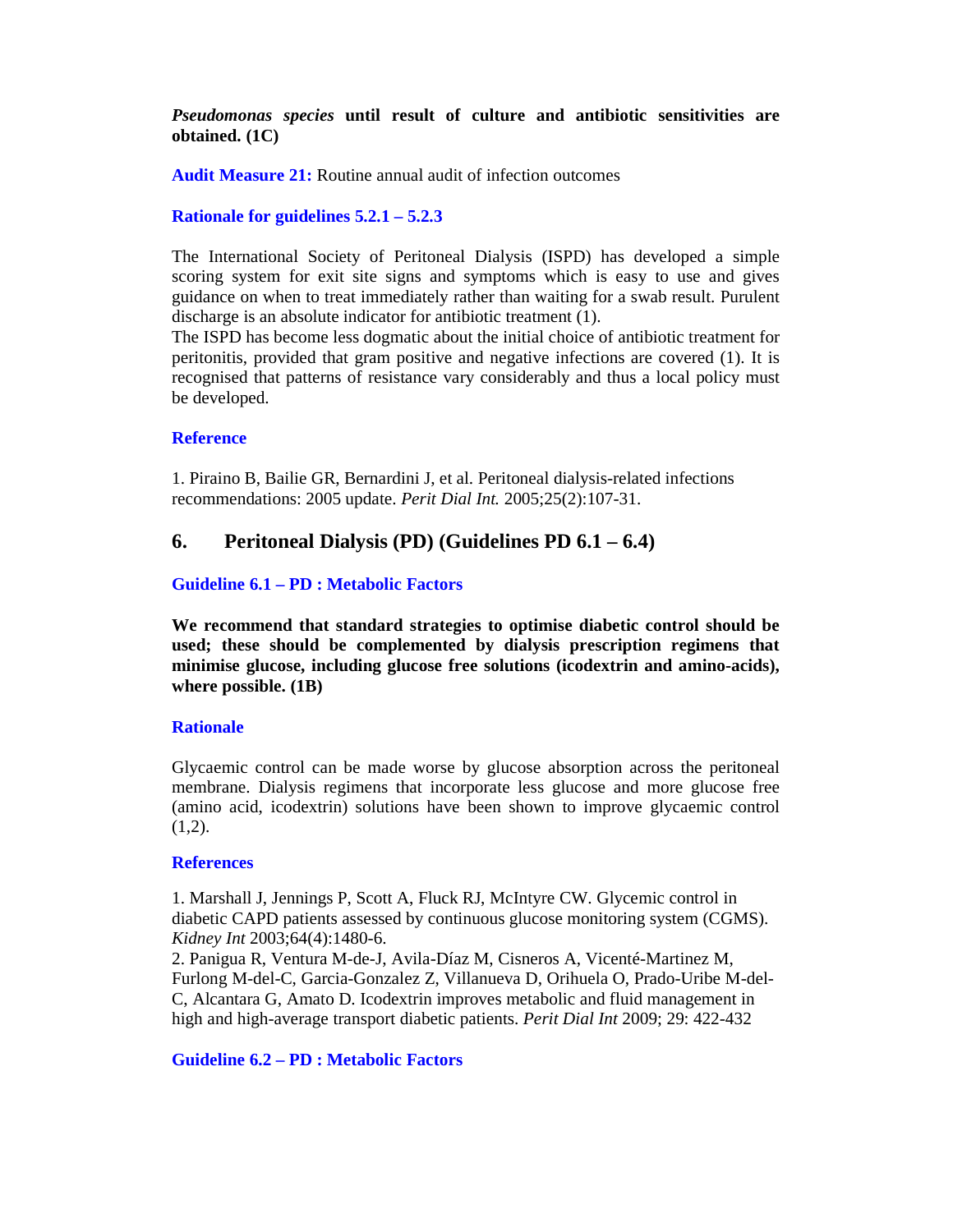***Pseudomonas species* until result of culture and antibiotic sensitivities are obtained. (1C)**

**Audit Measure 21:** Routine annual audit of infection outcomes

**Rationale for guidelines 5.2.1 – 5.2.3**

The International Society of Peritoneal Dialysis (ISPD) has developed a simple scoring system for exit site signs and symptoms which is easy to use and gives guidance on when to treat immediately rather than waiting for a swab result. Purulent discharge is an absolute indicator for antibiotic treatment (1).
The ISPD has become less dogmatic about the initial choice of antibiotic treatment for peritonitis, provided that gram positive and negative infections are covered (1). It is recognised that patterns of resistance vary considerably and thus a local policy must be developed.

**Reference**

1. Piraino B, Bailie GR, Bernardini J, et al. Peritoneal dialysis-related infections recommendations: 2005 update. *Perit Dial Int.* 2005;25(2):107-31.

## 6. Peritoneal Dialysis (PD) (Guidelines PD 6.1 – 6.4)

### Guideline 6.1 – PD : Metabolic Factors

**We recommend that standard strategies to optimise diabetic control should be used; these should be complemented by dialysis prescription regimens that minimise glucose, including glucose free solutions (icodextrin and amino-acids), where possible. (1B)**

**Rationale**

Glycaemic control can be made worse by glucose absorption across the peritoneal membrane. Dialysis regimens that incorporate less glucose and more glucose free (amino acid, icodextrin) solutions have been shown to improve glycaemic control (1,2).

**References**

1. Marshall J, Jennings P, Scott A, Fluck RJ, McIntyre CW. Glycemic control in diabetic CAPD patients assessed by continuous glucose monitoring system (CGMS). *Kidney Int* 2003;64(4):1480-6.
2. Panigua R, Ventura M-de-J, Avila-Díaz M, Cisneros A, Vicenté-Martinez M, Furlong M-del-C, Garcia-Gonzalez Z, Villanueva D, Orihuela O, Prado-Uribe M-del-C, Alcantara G, Amato D. Icodextrin improves metabolic and fluid management in high and high-average transport diabetic patients. *Perit Dial Int* 2009; 29: 422-432

### Guideline 6.2 – PD : Metabolic Factors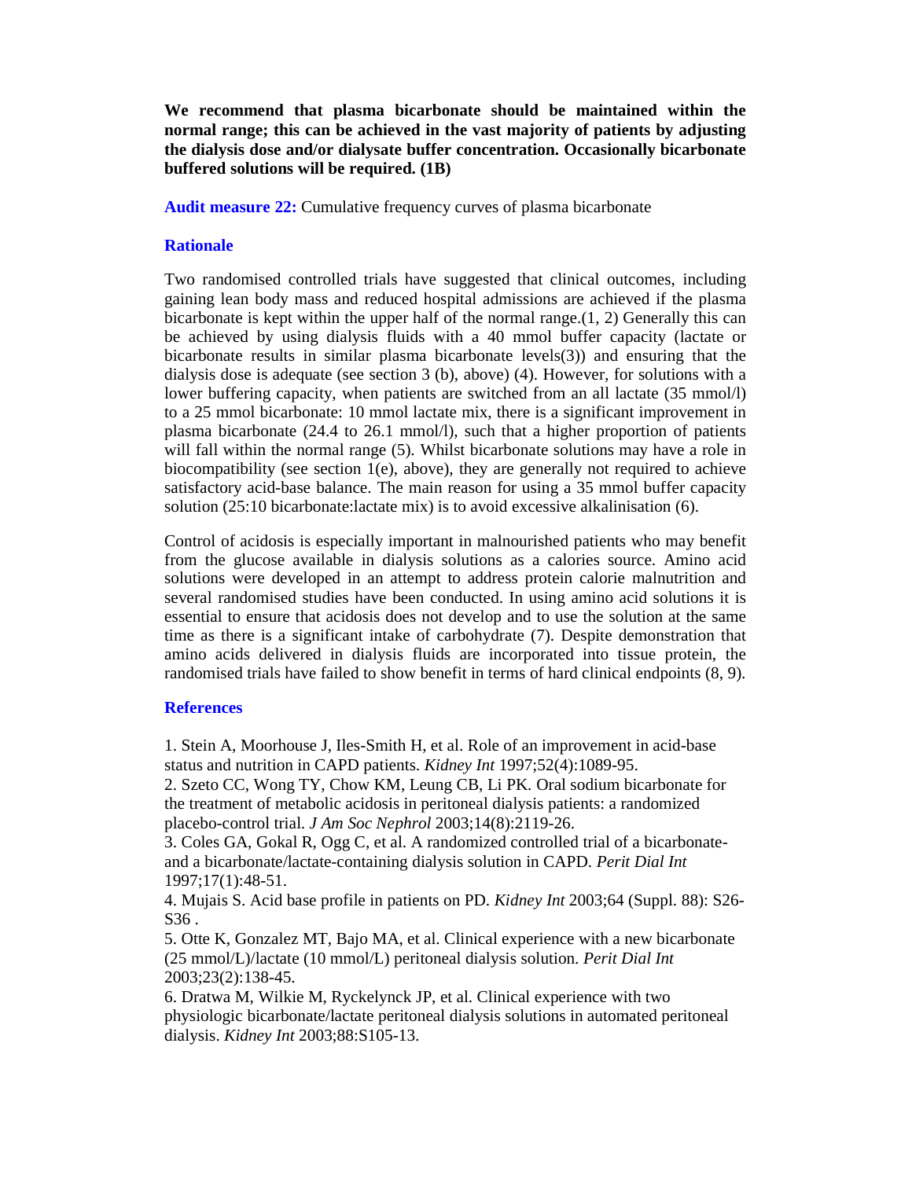**We recommend that plasma bicarbonate should be maintained within the normal range; this can be achieved in the vast majority of patients by adjusting the dialysis dose and/or dialysate buffer concentration. Occasionally bicarbonate buffered solutions will be required. (1B)**

**Audit measure 22:** Cumulative frequency curves of plasma bicarbonate

### Rationale

Two randomised controlled trials have suggested that clinical outcomes, including gaining lean body mass and reduced hospital admissions are achieved if the plasma bicarbonate is kept within the upper half of the normal range.(1, 2) Generally this can be achieved by using dialysis fluids with a 40 mmol buffer capacity (lactate or bicarbonate results in similar plasma bicarbonate levels(3)) and ensuring that the dialysis dose is adequate (see section 3 (b), above) (4). However, for solutions with a lower buffering capacity, when patients are switched from an all lactate (35 mmol/l) to a 25 mmol bicarbonate: 10 mmol lactate mix, there is a significant improvement in plasma bicarbonate (24.4 to 26.1 mmol/l), such that a higher proportion of patients will fall within the normal range (5). Whilst bicarbonate solutions may have a role in biocompatibility (see section 1(e), above), they are generally not required to achieve satisfactory acid-base balance. The main reason for using a 35 mmol buffer capacity solution (25:10 bicarbonate:lactate mix) is to avoid excessive alkalinisation (6).

Control of acidosis is especially important in malnourished patients who may benefit from the glucose available in dialysis solutions as a calories source. Amino acid solutions were developed in an attempt to address protein calorie malnutrition and several randomised studies have been conducted. In using amino acid solutions it is essential to ensure that acidosis does not develop and to use the solution at the same time as there is a significant intake of carbohydrate (7). Despite demonstration that amino acids delivered in dialysis fluids are incorporated into tissue protein, the randomised trials have failed to show benefit in terms of hard clinical endpoints (8, 9).

### References

1. Stein A, Moorhouse J, Iles-Smith H, et al. Role of an improvement in acid-base status and nutrition in CAPD patients. *Kidney Int* 1997;52(4):1089-95.
2. Szeto CC, Wong TY, Chow KM, Leung CB, Li PK. Oral sodium bicarbonate for the treatment of metabolic acidosis in peritoneal dialysis patients: a randomized placebo-control trial. *J Am Soc Nephrol* 2003;14(8):2119-26.
3. Coles GA, Gokal R, Ogg C, et al. A randomized controlled trial of a bicarbonate- and a bicarbonate/lactate-containing dialysis solution in CAPD. *Perit Dial Int* 1997;17(1):48-51.
4. Mujais S. Acid base profile in patients on PD. *Kidney Int* 2003;64 (Suppl. 88): S26-S36 .
5. Otte K, Gonzalez MT, Bajo MA, et al. Clinical experience with a new bicarbonate (25 mmol/L)/lactate (10 mmol/L) peritoneal dialysis solution. *Perit Dial Int* 2003;23(2):138-45.
6. Dratwa M, Wilkie M, Ryckelynck JP, et al. Clinical experience with two physiologic bicarbonate/lactate peritoneal dialysis solutions in automated peritoneal dialysis. *Kidney Int* 2003;88:S105-13.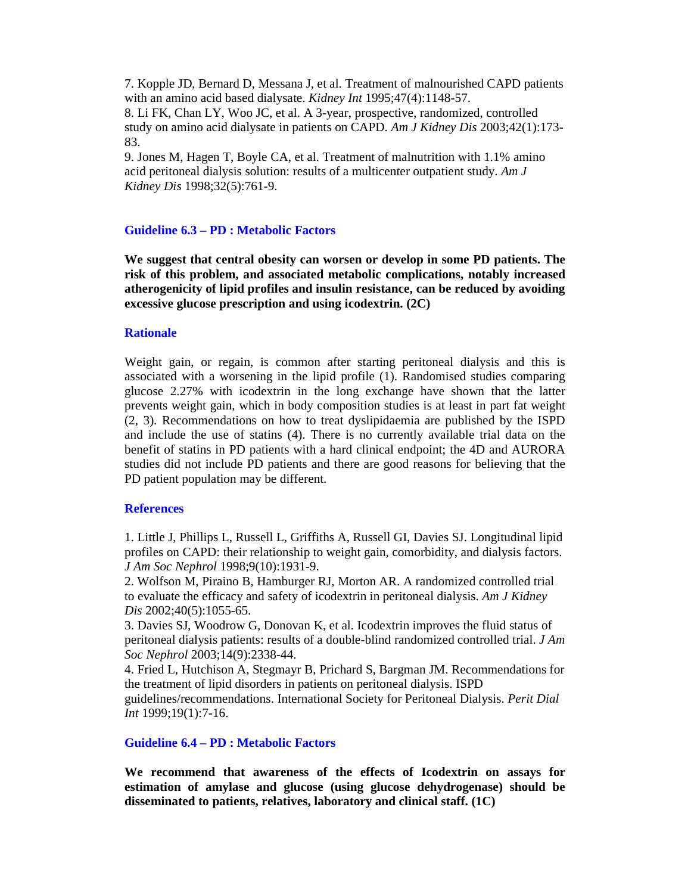7. Kopple JD, Bernard D, Messana J, et al. Treatment of malnourished CAPD patients with an amino acid based dialysate. *Kidney Int* 1995;47(4):1148-57.

8. Li FK, Chan LY, Woo JC, et al. A 3-year, prospective, randomized, controlled study on amino acid dialysate in patients on CAPD. *Am J Kidney Dis* 2003;42(1):173-83.

9. Jones M, Hagen T, Boyle CA, et al. Treatment of malnutrition with 1.1% amino acid peritoneal dialysis solution: results of a multicenter outpatient study. *Am J Kidney Dis* 1998;32(5):761-9.

## Guideline 6.3 – PD : Metabolic Factors

**We suggest that central obesity can worsen or develop in some PD patients. The risk of this problem, and associated metabolic complications, notably increased atherogenicity of lipid profiles and insulin resistance, can be reduced by avoiding excessive glucose prescription and using icodextrin. (2C)**

### Rationale

Weight gain, or regain, is common after starting peritoneal dialysis and this is associated with a worsening in the lipid profile (1). Randomised studies comparing glucose 2.27% with icodextrin in the long exchange have shown that the latter prevents weight gain, which in body composition studies is at least in part fat weight (2, 3). Recommendations on how to treat dyslipidaemia are published by the ISPD and include the use of statins (4). There is no currently available trial data on the benefit of statins in PD patients with a hard clinical endpoint; the 4D and AURORA studies did not include PD patients and there are good reasons for believing that the PD patient population may be different.

### References

1. Little J, Phillips L, Russell L, Griffiths A, Russell GI, Davies SJ. Longitudinal lipid profiles on CAPD: their relationship to weight gain, comorbidity, and dialysis factors. *J Am Soc Nephrol* 1998;9(10):1931-9.

2. Wolfson M, Piraino B, Hamburger RJ, Morton AR. A randomized controlled trial to evaluate the efficacy and safety of icodextrin in peritoneal dialysis. *Am J Kidney Dis* 2002;40(5):1055-65.

3. Davies SJ, Woodrow G, Donovan K, et al. Icodextrin improves the fluid status of peritoneal dialysis patients: results of a double-blind randomized controlled trial. *J Am Soc Nephrol* 2003;14(9):2338-44.

4. Fried L, Hutchison A, Stegmayr B, Prichard S, Bargman JM. Recommendations for the treatment of lipid disorders in patients on peritoneal dialysis. ISPD guidelines/recommendations. International Society for Peritoneal Dialysis. *Perit Dial Int* 1999;19(1):7-16.

## Guideline 6.4 – PD : Metabolic Factors

**We recommend that awareness of the effects of Icodextrin on assays for estimation of amylase and glucose (using glucose dehydrogenase) should be disseminated to patients, relatives, laboratory and clinical staff. (1C)**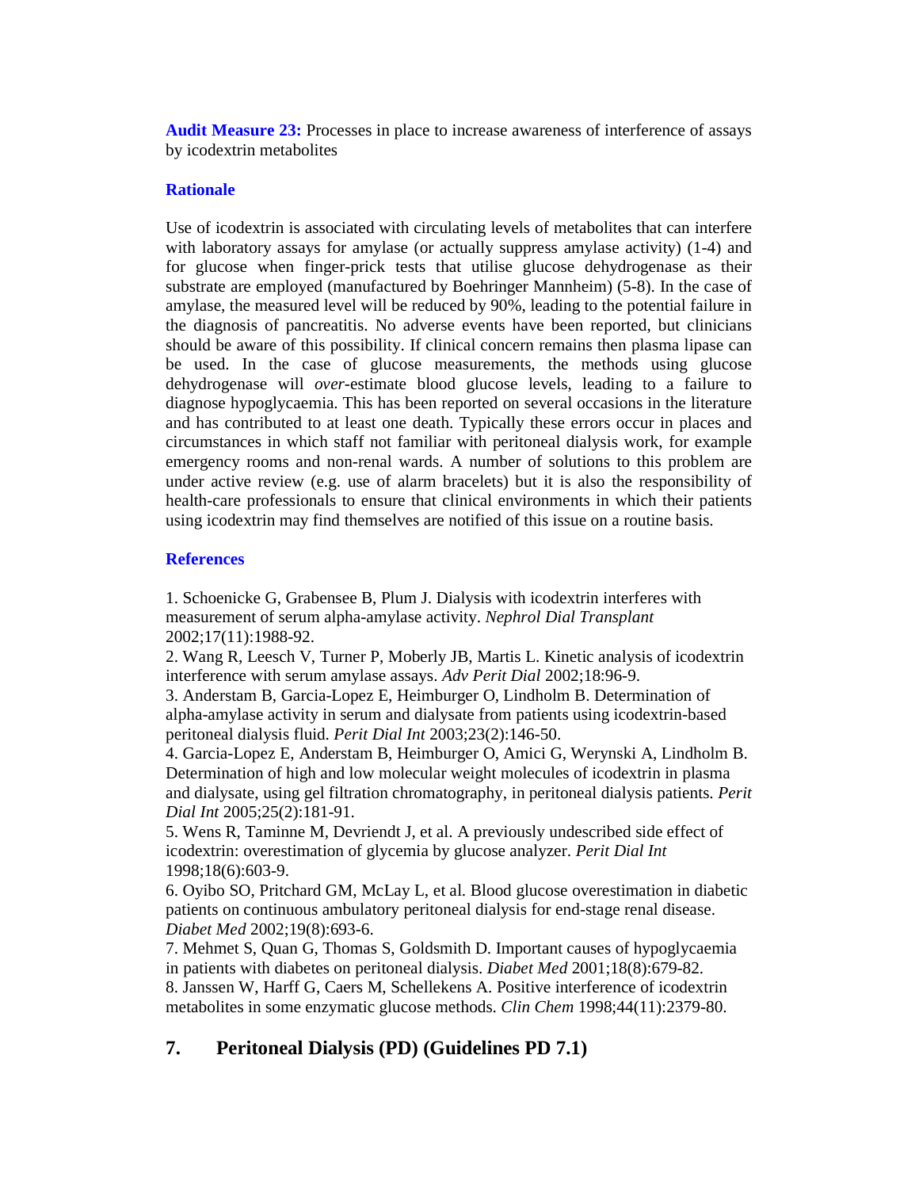**Audit Measure 23:** Processes in place to increase awareness of interference of assays by icodextrin metabolites

### Rationale

Use of icodextrin is associated with circulating levels of metabolites that can interfere with laboratory assays for amylase (or actually suppress amylase activity) (1-4) and for glucose when finger-prick tests that utilise glucose dehydrogenase as their substrate are employed (manufactured by Boehringer Mannheim) (5-8). In the case of amylase, the measured level will be reduced by 90%, leading to the potential failure in the diagnosis of pancreatitis. No adverse events have been reported, but clinicians should be aware of this possibility. If clinical concern remains then plasma lipase can be used. In the case of glucose measurements, the methods using glucose dehydrogenase will *over*-estimate blood glucose levels, leading to a failure to diagnose hypoglycaemia. This has been reported on several occasions in the literature and has contributed to at least one death. Typically these errors occur in places and circumstances in which staff not familiar with peritoneal dialysis work, for example emergency rooms and non-renal wards. A number of solutions to this problem are under active review (e.g. use of alarm bracelets) but it is also the responsibility of health-care professionals to ensure that clinical environments in which their patients using icodextrin may find themselves are notified of this issue on a routine basis.

### References

1. Schoenicke G, Grabensee B, Plum J. Dialysis with icodextrin interferes with measurement of serum alpha-amylase activity. *Nephrol Dial Transplant* 2002;17(11):1988-92.
2. Wang R, Leesch V, Turner P, Moberly JB, Martis L. Kinetic analysis of icodextrin interference with serum amylase assays. *Adv Perit Dial* 2002;18:96-9.
3. Anderstam B, Garcia-Lopez E, Heimburger O, Lindholm B. Determination of alpha-amylase activity in serum and dialysate from patients using icodextrin-based peritoneal dialysis fluid. *Perit Dial Int* 2003;23(2):146-50.
4. Garcia-Lopez E, Anderstam B, Heimburger O, Amici G, Werynski A, Lindholm B. Determination of high and low molecular weight molecules of icodextrin in plasma and dialysate, using gel filtration chromatography, in peritoneal dialysis patients. *Perit Dial Int* 2005;25(2):181-91.
5. Wens R, Taminne M, Devriendt J, et al. A previously undescribed side effect of icodextrin: overestimation of glycemia by glucose analyzer. *Perit Dial Int* 1998;18(6):603-9.
6. Oyibo SO, Pritchard GM, McLay L, et al. Blood glucose overestimation in diabetic patients on continuous ambulatory peritoneal dialysis for end-stage renal disease. *Diabet Med* 2002;19(8):693-6.
7. Mehmet S, Quan G, Thomas S, Goldsmith D. Important causes of hypoglycaemia in patients with diabetes on peritoneal dialysis. *Diabet Med* 2001;18(8):679-82.
8. Janssen W, Harff G, Caers M, Schellekens A. Positive interference of icodextrin metabolites in some enzymatic glucose methods. *Clin Chem* 1998;44(11):2379-80.

## 7. Peritoneal Dialysis (PD) (Guidelines PD 7.1)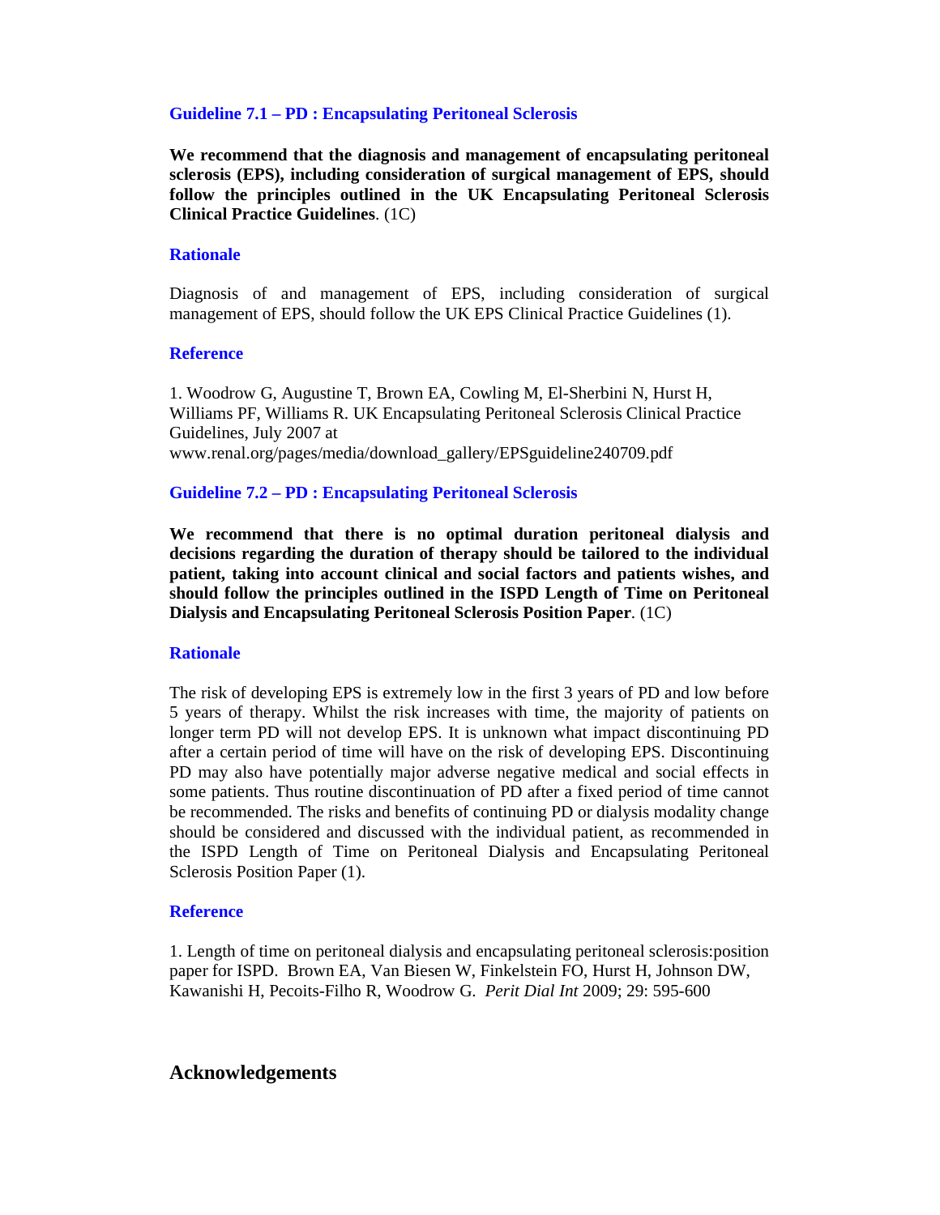### Guideline 7.1 – PD : Encapsulating Peritoneal Sclerosis

**We recommend that the diagnosis and management of encapsulating peritoneal sclerosis (EPS), including consideration of surgical management of EPS, should follow the principles outlined in the UK Encapsulating Peritoneal Sclerosis Clinical Practice Guidelines**. (1C)

#### Rationale

Diagnosis of and management of EPS, including consideration of surgical management of EPS, should follow the UK EPS Clinical Practice Guidelines (1).

#### Reference

1. Woodrow G, Augustine T, Brown EA, Cowling M, El-Sherbini N, Hurst H, Williams PF, Williams R. UK Encapsulating Peritoneal Sclerosis Clinical Practice Guidelines, July 2007 at www.renal.org/pages/media/download_gallery/EPSguideline240709.pdf

### Guideline 7.2 – PD : Encapsulating Peritoneal Sclerosis

**We recommend that there is no optimal duration peritoneal dialysis and decisions regarding the duration of therapy should be tailored to the individual patient, taking into account clinical and social factors and patients wishes, and should follow the principles outlined in the ISPD Length of Time on Peritoneal Dialysis and Encapsulating Peritoneal Sclerosis Position Paper**. (1C)

#### Rationale

The risk of developing EPS is extremely low in the first 3 years of PD and low before 5 years of therapy. Whilst the risk increases with time, the majority of patients on longer term PD will not develop EPS. It is unknown what impact discontinuing PD after a certain period of time will have on the risk of developing EPS. Discontinuing PD may also have potentially major adverse negative medical and social effects in some patients. Thus routine discontinuation of PD after a fixed period of time cannot be recommended. The risks and benefits of continuing PD or dialysis modality change should be considered and discussed with the individual patient, as recommended in the ISPD Length of Time on Peritoneal Dialysis and Encapsulating Peritoneal Sclerosis Position Paper (1).

#### Reference

1. Length of time on peritoneal dialysis and encapsulating peritoneal sclerosis:position paper for ISPD. Brown EA, Van Biesen W, Finkelstein FO, Hurst H, Johnson DW, Kawanishi H, Pecoits-Filho R, Woodrow G. *Perit Dial Int* 2009; 29: 595-600

## Acknowledgements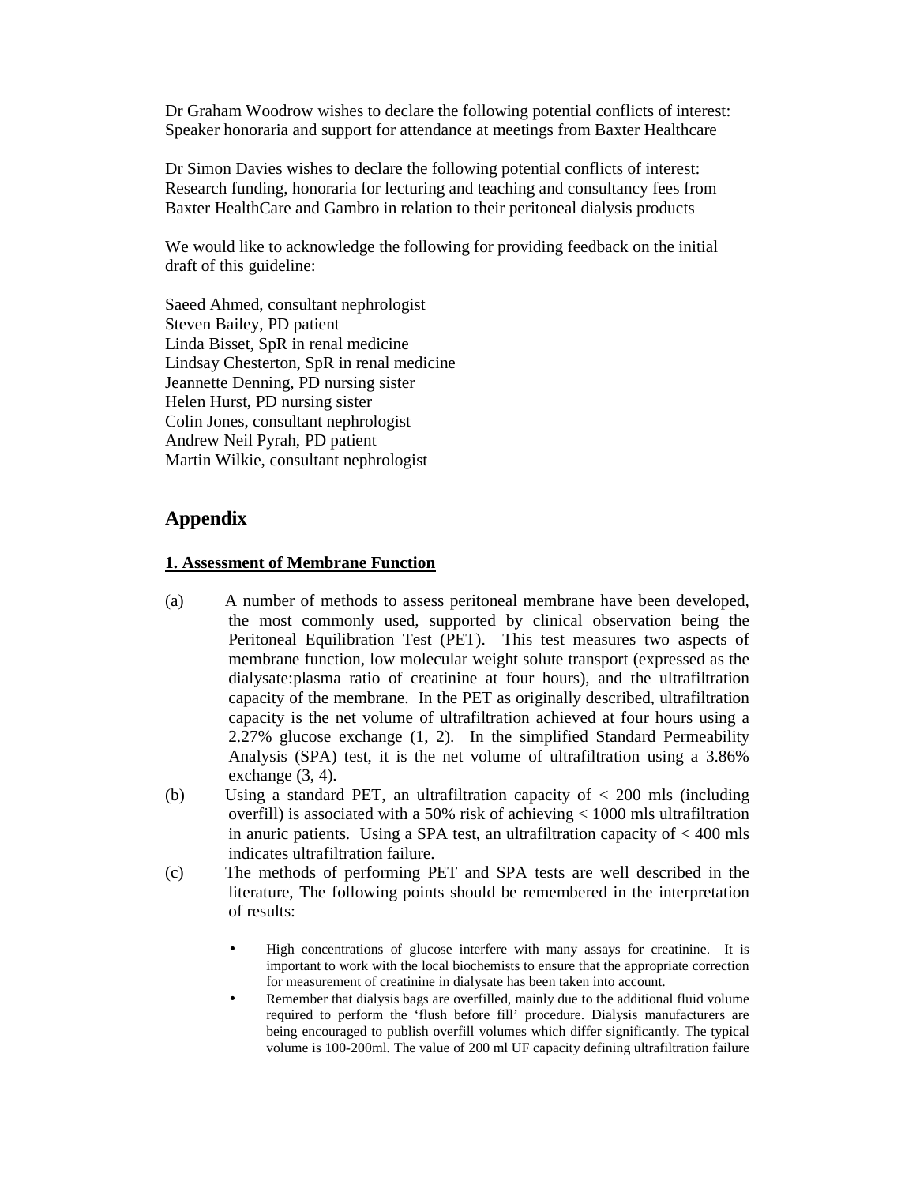Dr Graham Woodrow wishes to declare the following potential conflicts of interest: Speaker honoraria and support for attendance at meetings from Baxter Healthcare

Dr Simon Davies wishes to declare the following potential conflicts of interest: Research funding, honoraria for lecturing and teaching and consultancy fees from Baxter HealthCare and Gambro in relation to their peritoneal dialysis products

We would like to acknowledge the following for providing feedback on the initial draft of this guideline:

Saeed Ahmed, consultant nephrologist
Steven Bailey, PD patient
Linda Bisset, SpR in renal medicine
Lindsay Chesterton, SpR in renal medicine
Jeannette Denning, PD nursing sister
Helen Hurst, PD nursing sister
Colin Jones, consultant nephrologist
Andrew Neil Pyrah, PD patient
Martin Wilkie, consultant nephrologist

## Appendix

### 1. Assessment of Membrane Function

(a) A number of methods to assess peritoneal membrane have been developed, the most commonly used, supported by clinical observation being the Peritoneal Equilibration Test (PET). This test measures two aspects of membrane function, low molecular weight solute transport (expressed as the dialysate:plasma ratio of creatinine at four hours), and the ultrafiltration capacity of the membrane. In the PET as originally described, ultrafiltration capacity is the net volume of ultrafiltration achieved at four hours using a 2.27% glucose exchange (1, 2). In the simplified Standard Permeability Analysis (SPA) test, it is the net volume of ultrafiltration using a 3.86% exchange (3, 4).

(b) Using a standard PET, an ultrafiltration capacity of < 200 mls (including overfill) is associated with a 50% risk of achieving < 1000 mls ultrafiltration in anuric patients. Using a SPA test, an ultrafiltration capacity of < 400 mls indicates ultrafiltration failure.

(c) The methods of performing PET and SPA tests are well described in the literature, The following points should be remembered in the interpretation of results:

- High concentrations of glucose interfere with many assays for creatinine. It is important to work with the local biochemists to ensure that the appropriate correction for measurement of creatinine in dialysate has been taken into account.
- Remember that dialysis bags are overfilled, mainly due to the additional fluid volume required to perform the 'flush before fill' procedure. Dialysis manufacturers are being encouraged to publish overfill volumes which differ significantly. The typical volume is 100-200ml. The value of 200 ml UF capacity defining ultrafiltration failure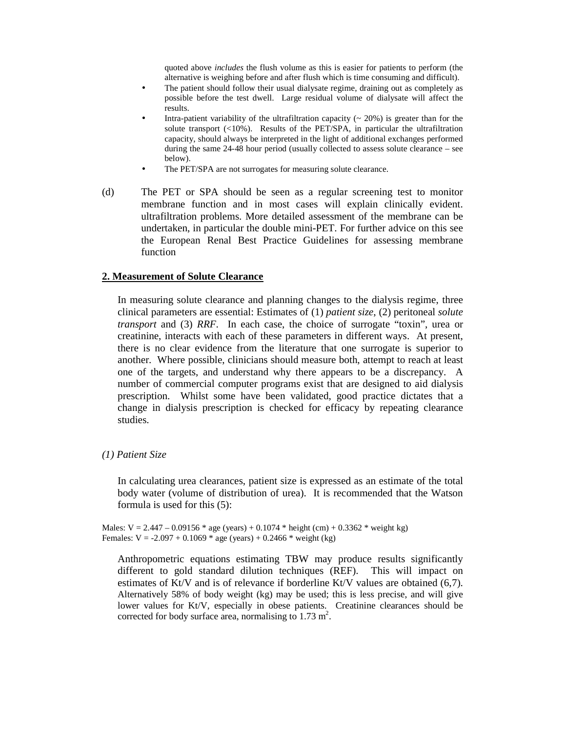quoted above *includes* the flush volume as this is easier for patients to perform (the alternative is weighing before and after flush which is time consuming and difficult).

- The patient should follow their usual dialysate regime, draining out as completely as possible before the test dwell. Large residual volume of dialysate will affect the results.
- Intra-patient variability of the ultrafiltration capacity (~ 20%) is greater than for the solute transport (<10%). Results of the PET/SPA, in particular the ultrafiltration capacity, should always be interpreted in the light of additional exchanges performed during the same 24-48 hour period (usually collected to assess solute clearance – see below).
- The PET/SPA are not surrogates for measuring solute clearance.

(d) The PET or SPA should be seen as a regular screening test to monitor membrane function and in most cases will explain clinically evident. ultrafiltration problems. More detailed assessment of the membrane can be undertaken, in particular the double mini-PET. For further advice on this see the European Renal Best Practice Guidelines for assessing membrane function

## 2. Measurement of Solute Clearance

In measuring solute clearance and planning changes to the dialysis regime, three clinical parameters are essential: Estimates of (1) *patient size*, (2) peritoneal *solute transport* and (3) *RRF*. In each case, the choice of surrogate "toxin", urea or creatinine, interacts with each of these parameters in different ways. At present, there is no clear evidence from the literature that one surrogate is superior to another. Where possible, clinicians should measure both, attempt to reach at least one of the targets, and understand why there appears to be a discrepancy. A number of commercial computer programs exist that are designed to aid dialysis prescription. Whilst some have been validated, good practice dictates that a change in dialysis prescription is checked for efficacy by repeating clearance studies.

*(1) Patient Size*

In calculating urea clearances, patient size is expressed as an estimate of the total body water (volume of distribution of urea). It is recommended that the Watson formula is used for this (5):

Males: $V = 2.447 - 0.09156 * \text{age (years)} + 0.1074 * \text{height (cm)} + 0.3362 * \text{weight kg)}$
Females: $V = -2.097 + 0.1069 * \text{age (years)} + 0.2466 * \text{weight (kg)}$

Anthropometric equations estimating TBW may produce results significantly different to gold standard dilution techniques (REF). This will impact on estimates of Kt/V and is of relevance if borderline Kt/V values are obtained (6,7). Alternatively 58% of body weight (kg) may be used; this is less precise, and will give lower values for Kt/V, especially in obese patients. Creatinine clearances should be corrected for body surface area, normalising to $1.73\ m^2$.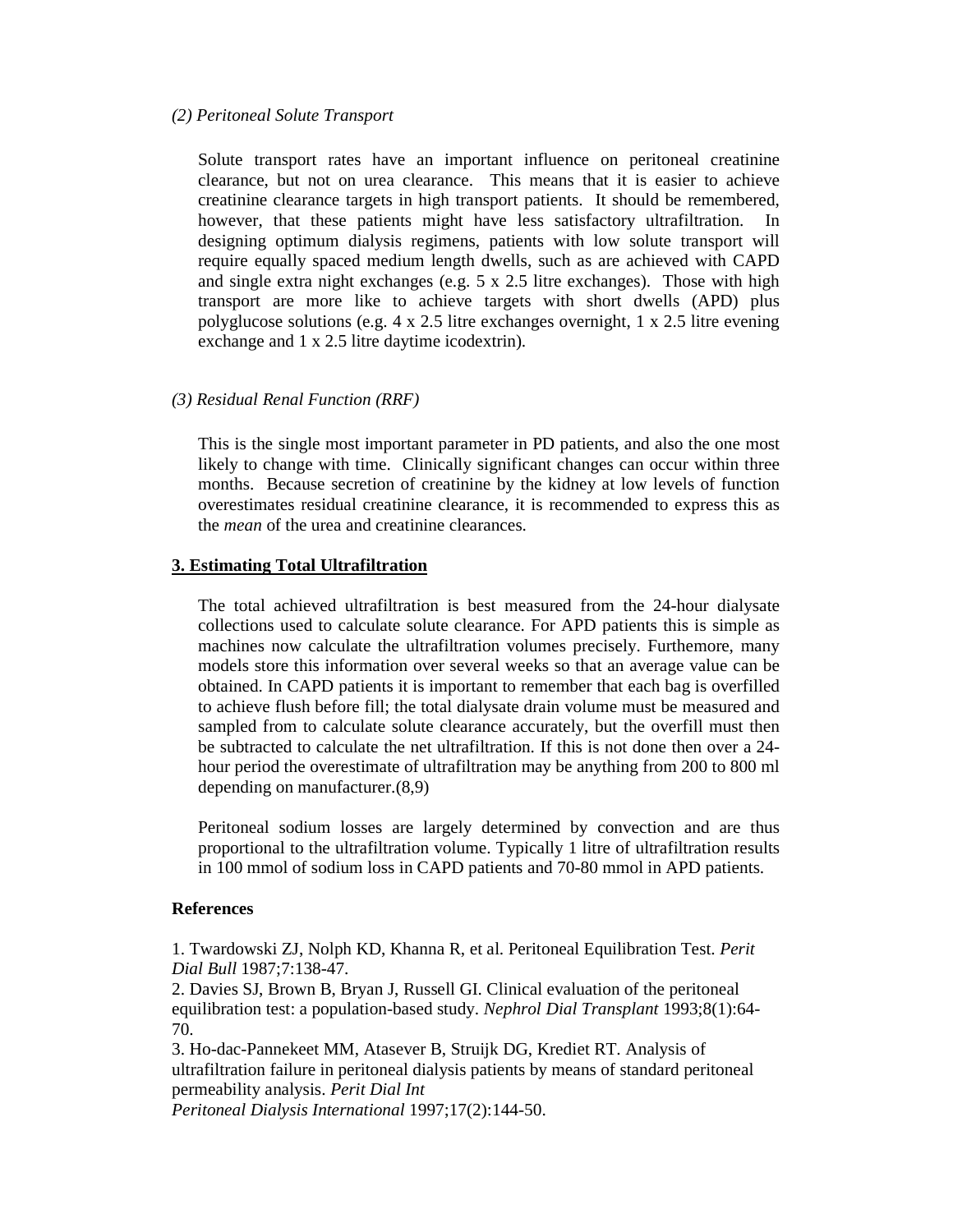*(2) Peritoneal Solute Transport*

Solute transport rates have an important influence on peritoneal creatinine clearance, but not on urea clearance. This means that it is easier to achieve creatinine clearance targets in high transport patients. It should be remembered, however, that these patients might have less satisfactory ultrafiltration. In designing optimum dialysis regimens, patients with low solute transport will require equally spaced medium length dwells, such as are achieved with CAPD and single extra night exchanges (e.g. 5 x 2.5 litre exchanges). Those with high transport are more like to achieve targets with short dwells (APD) plus polyglucose solutions (e.g. 4 x 2.5 litre exchanges overnight, 1 x 2.5 litre evening exchange and 1 x 2.5 litre daytime icodextrin).

*(3) Residual Renal Function (RRF)*

This is the single most important parameter in PD patients, and also the one most likely to change with time. Clinically significant changes can occur within three months. Because secretion of creatinine by the kidney at low levels of function overestimates residual creatinine clearance, it is recommended to express this as the *mean* of the urea and creatinine clearances.

## 3. Estimating Total Ultrafiltration

The total achieved ultrafiltration is best measured from the 24-hour dialysate collections used to calculate solute clearance. For APD patients this is simple as machines now calculate the ultrafiltration volumes precisely. Furthemore, many models store this information over several weeks so that an average value can be obtained. In CAPD patients it is important to remember that each bag is overfilled to achieve flush before fill; the total dialysate drain volume must be measured and sampled from to calculate solute clearance accurately, but the overfill must then be subtracted to calculate the net ultrafiltration. If this is not done then over a 24-hour period the overestimate of ultrafiltration may be anything from 200 to 800 ml depending on manufacturer.(8,9)

Peritoneal sodium losses are largely determined by convection and are thus proportional to the ultrafiltration volume. Typically 1 litre of ultrafiltration results in 100 mmol of sodium loss in CAPD patients and 70-80 mmol in APD patients.

**References**

1. Twardowski ZJ, Nolph KD, Khanna R, et al. Peritoneal Equilibration Test. *Perit Dial Bull* 1987;7:138-47.
2. Davies SJ, Brown B, Bryan J, Russell GI. Clinical evaluation of the peritoneal equilibration test: a population-based study. *Nephrol Dial Transplant* 1993;8(1):64-70.
3. Ho-dac-Pannekeet MM, Atasever B, Struijk DG, Krediet RT. Analysis of ultrafiltration failure in peritoneal dialysis patients by means of standard peritoneal permeability analysis. *Perit Dial Int*
*Peritoneal Dialysis International* 1997;17(2):144-50.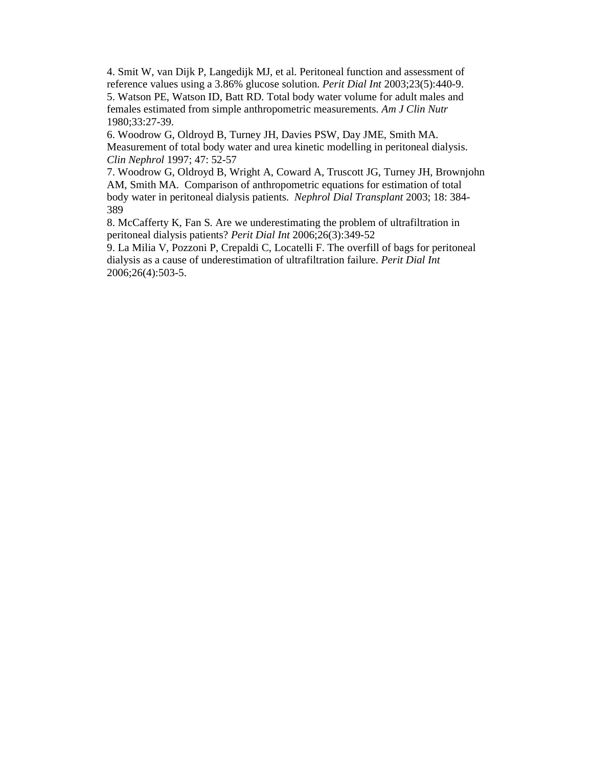4. Smit W, van Dijk P, Langedijk MJ, et al. Peritoneal function and assessment of reference values using a 3.86% glucose solution. *Perit Dial Int* 2003;23(5):440-9.
5. Watson PE, Watson ID, Batt RD. Total body water volume for adult males and females estimated from simple anthropometric measurements. *Am J Clin Nutr* 1980;33:27-39.
6. Woodrow G, Oldroyd B, Turney JH, Davies PSW, Day JME, Smith MA. Measurement of total body water and urea kinetic modelling in peritoneal dialysis. *Clin Nephrol* 1997; 47: 52-57
7. Woodrow G, Oldroyd B, Wright A, Coward A, Truscott JG, Turney JH, Brownjohn AM, Smith MA. Comparison of anthropometric equations for estimation of total body water in peritoneal dialysis patients. *Nephrol Dial Transplant* 2003; 18: 384-389
8. McCafferty K, Fan S. Are we underestimating the problem of ultrafiltration in peritoneal dialysis patients? *Perit Dial Int* 2006;26(3):349-52
9. La Milia V, Pozzoni P, Crepaldi C, Locatelli F. The overfill of bags for peritoneal dialysis as a cause of underestimation of ultrafiltration failure. *Perit Dial Int* 2006;26(4):503-5.